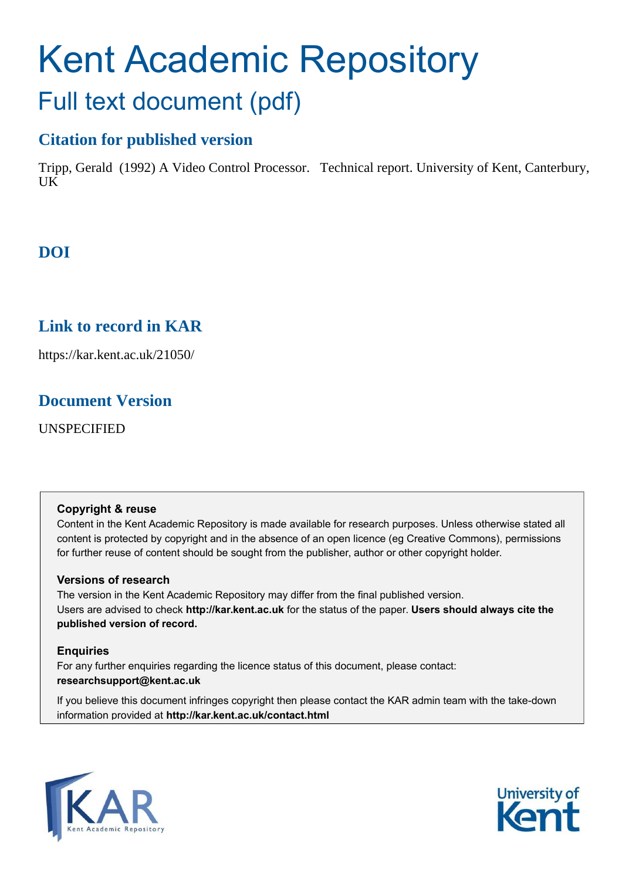# Kent Academic Repository

## Full text document (pdf)

## Citation for published version

Tripp, Gerald (1992) A Video Control Processor. Technical report. University of Kent, Canterbury, UK

## DOI

## Link to record in KAR

https://kar.kent.ac.uk/21050/

## Document Version

UNSPECIFIED

**Copyright & reuse**

Content in the Kent Academic Repository is made available for research purposes. Unless otherwise stated all content is protected by copyright and in the absence of an open licence (eg Creative Commons), permissions for further reuse of content should be sought from the publisher, author or other copyright holder.

**Versions of research**

The version in the Kent Academic Repository may differ from the final published version.
Users are advised to check **http://kar.kent.ac.uk** for the status of the paper. **Users should always cite the published version of record.**

**Enquiries**

For any further enquiries regarding the licence status of this document, please contact:
**researchsupport@kent.ac.uk**

If you believe this document infringes copyright then please contact the KAR admin team with the take-down information provided at **http://kar.kent.ac.uk/contact.html**

KAR Kent Academic Repository

University of Kent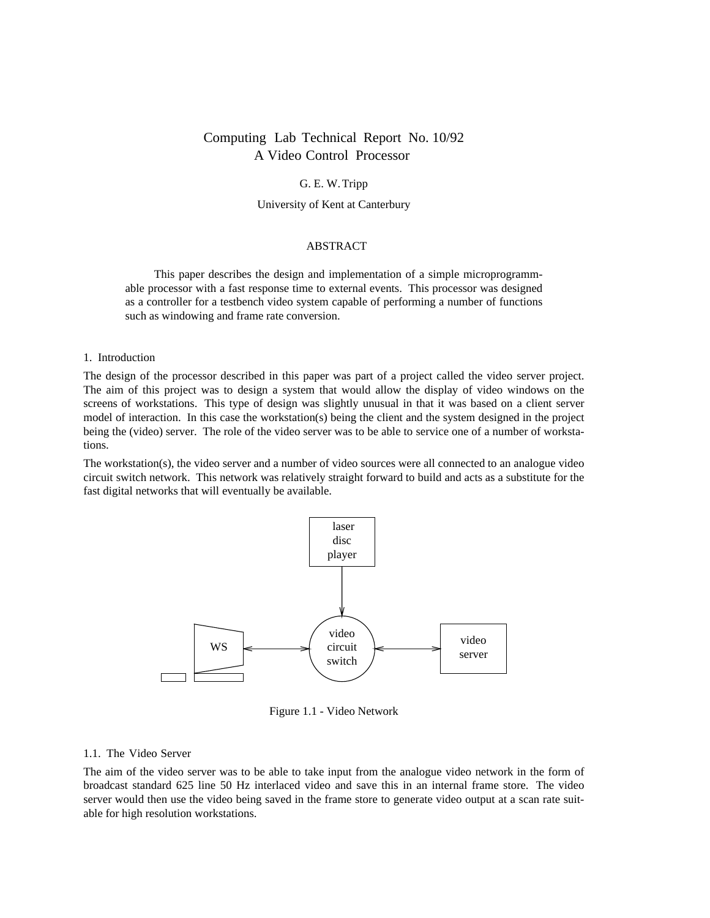# Computing Lab Technical Report No. 10/92
# A Video Control Processor

G. E. W. Tripp

University of Kent at Canterbury

### ABSTRACT

This paper describes the design and implementation of a simple microprogrammable processor with a fast response time to external events. This processor was designed as a controller for a testbench video system capable of performing a number of functions such as windowing and frame rate conversion.

## 1. Introduction

The design of the processor described in this paper was part of a project called the video server project. The aim of this project was to design a system that would allow the display of video windows on the screens of workstations. This type of design was slightly unusual in that it was based on a client server model of interaction. In this case the workstation(s) being the client and the system designed in the project being the (video) server. The role of the video server was to be able to service one of a number of workstations.

The workstation(s), the video server and a number of video sources were all connected to an analogue video circuit switch network. This network was relatively straight forward to build and acts as a substitute for the fast digital networks that will eventually be available.

Figure 1.1 - Video Network

### 1.1. The Video Server

The aim of the video server was to be able to take input from the analogue video network in the form of broadcast standard 625 line 50 Hz interlaced video and save this in an internal frame store. The video server would then use the video being saved in the frame store to generate video output at a scan rate suitable for high resolution workstations.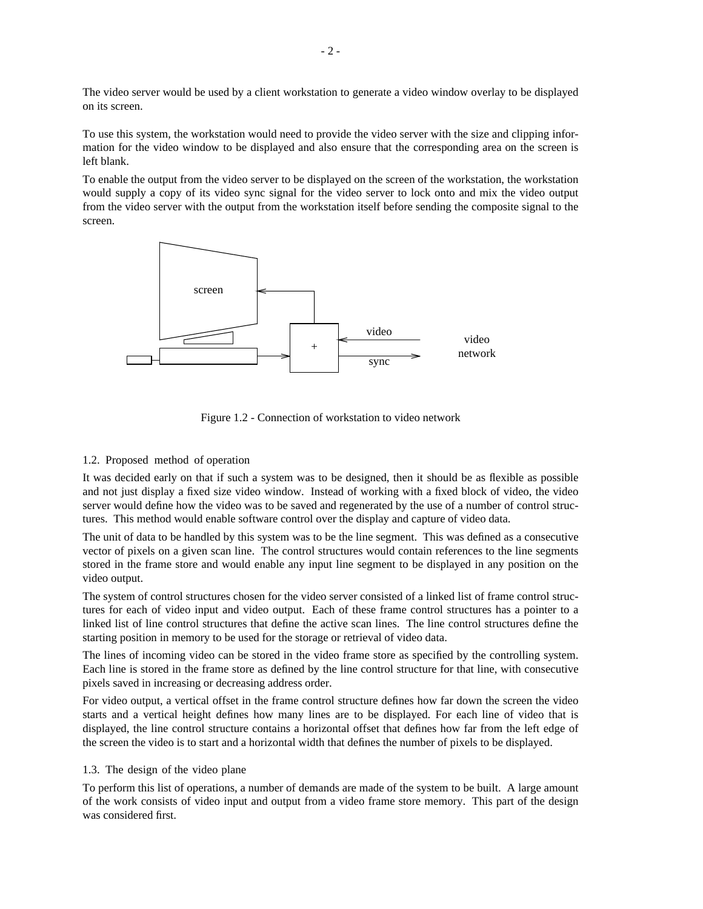The video server would be used by a client workstation to generate a video window overlay to be displayed on its screen.

To use this system, the workstation would need to provide the video server with the size and clipping information for the video window to be displayed and also ensure that the corresponding area on the screen is left blank.

To enable the output from the video server to be displayed on the screen of the workstation, the workstation would supply a copy of its video sync signal for the video server to lock onto and mix the video output from the video server with the output from the workstation itself before sending the composite signal to the screen.

Figure 1.2 - Connection of workstation to video network

### 1.2. Proposed method of operation

It was decided early on that if such a system was to be designed, then it should be as flexible as possible and not just display a fixed size video window. Instead of working with a fixed block of video, the video server would define how the video was to be saved and regenerated by the use of a number of control structures. This method would enable software control over the display and capture of video data.

The unit of data to be handled by this system was to be the line segment. This was defined as a consecutive vector of pixels on a given scan line. The control structures would contain references to the line segments stored in the frame store and would enable any input line segment to be displayed in any position on the video output.

The system of control structures chosen for the video server consisted of a linked list of frame control structures for each of video input and video output. Each of these frame control structures has a pointer to a linked list of line control structures that define the active scan lines. The line control structures define the starting position in memory to be used for the storage or retrieval of video data.

The lines of incoming video can be stored in the video frame store as specified by the controlling system. Each line is stored in the frame store as defined by the line control structure for that line, with consecutive pixels saved in increasing or decreasing address order.

For video output, a vertical offset in the frame control structure defines how far down the screen the video starts and a vertical height defines how many lines are to be displayed. For each line of video that is displayed, the line control structure contains a horizontal offset that defines how far from the left edge of the screen the video is to start and a horizontal width that defines the number of pixels to be displayed.

### 1.3. The design of the video plane

To perform this list of operations, a number of demands are made of the system to be built. A large amount of the work consists of video input and output from a video frame store memory. This part of the design was considered first.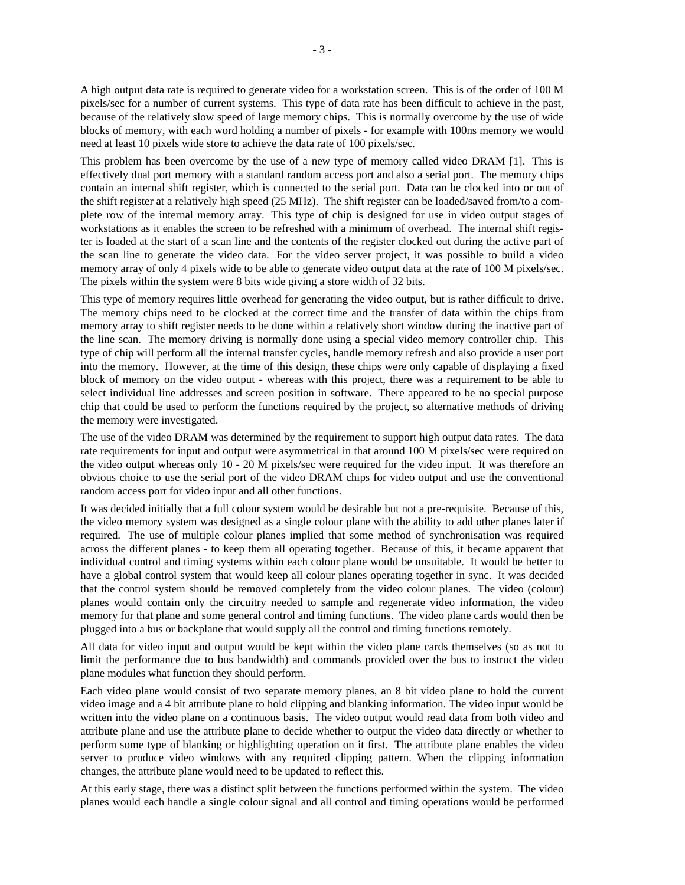A high output data rate is required to generate video for a workstation screen. This is of the order of 100 M pixels/sec for a number of current systems. This type of data rate has been difficult to achieve in the past, because of the relatively slow speed of large memory chips. This is normally overcome by the use of wide blocks of memory, with each word holding a number of pixels - for example with 100ns memory we would need at least 10 pixels wide store to achieve the data rate of 100 pixels/sec.

This problem has been overcome by the use of a new type of memory called video DRAM [1]. This is effectively dual port memory with a standard random access port and also a serial port. The memory chips contain an internal shift register, which is connected to the serial port. Data can be clocked into or out of the shift register at a relatively high speed (25 MHz). The shift register can be loaded/saved from/to a complete row of the internal memory array. This type of chip is designed for use in video output stages of workstations as it enables the screen to be refreshed with a minimum of overhead. The internal shift register is loaded at the start of a scan line and the contents of the register clocked out during the active part of the scan line to generate the video data. For the video server project, it was possible to build a video memory array of only 4 pixels wide to be able to generate video output data at the rate of 100 M pixels/sec. The pixels within the system were 8 bits wide giving a store width of 32 bits.

This type of memory requires little overhead for generating the video output, but is rather difficult to drive. The memory chips need to be clocked at the correct time and the transfer of data within the chips from memory array to shift register needs to be done within a relatively short window during the inactive part of the line scan. The memory driving is normally done using a special video memory controller chip. This type of chip will perform all the internal transfer cycles, handle memory refresh and also provide a user port into the memory. However, at the time of this design, these chips were only capable of displaying a fixed block of memory on the video output - whereas with this project, there was a requirement to be able to select individual line addresses and screen position in software. There appeared to be no special purpose chip that could be used to perform the functions required by the project, so alternative methods of driving the memory were investigated.

The use of the video DRAM was determined by the requirement to support high output data rates. The data rate requirements for input and output were asymmetrical in that around 100 M pixels/sec were required on the video output whereas only 10 - 20 M pixels/sec were required for the video input. It was therefore an obvious choice to use the serial port of the video DRAM chips for video output and use the conventional random access port for video input and all other functions.

It was decided initially that a full colour system would be desirable but not a pre-requisite. Because of this, the video memory system was designed as a single colour plane with the ability to add other planes later if required. The use of multiple colour planes implied that some method of synchronisation was required across the different planes - to keep them all operating together. Because of this, it became apparent that individual control and timing systems within each colour plane would be unsuitable. It would be better to have a global control system that would keep all colour planes operating together in sync. It was decided that the control system should be removed completely from the video colour planes. The video (colour) planes would contain only the circuitry needed to sample and regenerate video information, the video memory for that plane and some general control and timing functions. The video plane cards would then be plugged into a bus or backplane that would supply all the control and timing functions remotely.

All data for video input and output would be kept within the video plane cards themselves (so as not to limit the performance due to bus bandwidth) and commands provided over the bus to instruct the video plane modules what function they should perform.

Each video plane would consist of two separate memory planes, an 8 bit video plane to hold the current video image and a 4 bit attribute plane to hold clipping and blanking information. The video input would be written into the video plane on a continuous basis. The video output would read data from both video and attribute plane and use the attribute plane to decide whether to output the video data directly or whether to perform some type of blanking or highlighting operation on it first. The attribute plane enables the video server to produce video windows with any required clipping pattern. When the clipping information changes, the attribute plane would need to be updated to reflect this.

At this early stage, there was a distinct split between the functions performed within the system. The video planes would each handle a single colour signal and all control and timing operations would be performed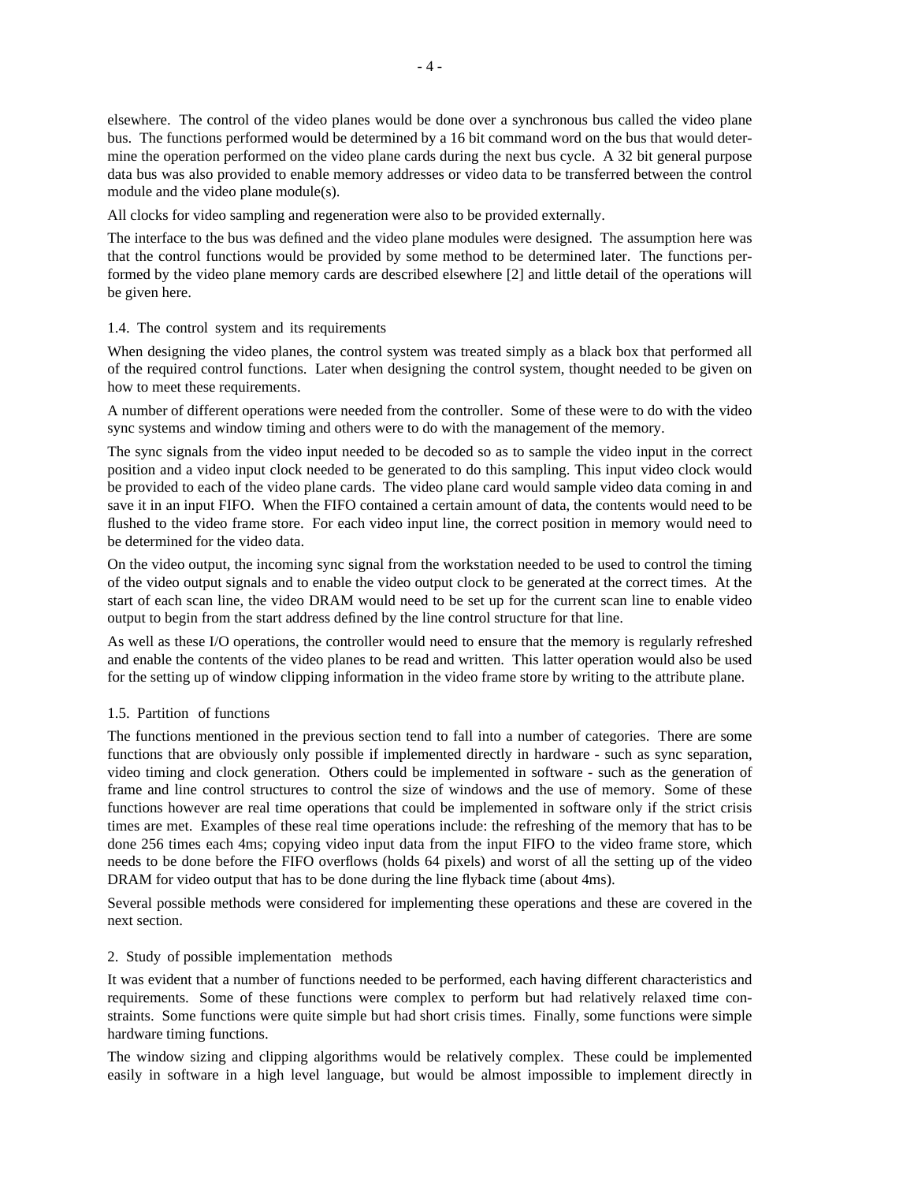elsewhere. The control of the video planes would be done over a synchronous bus called the video plane bus. The functions performed would be determined by a 16 bit command word on the bus that would determine the operation performed on the video plane cards during the next bus cycle. A 32 bit general purpose data bus was also provided to enable memory addresses or video data to be transferred between the control module and the video plane module(s).

All clocks for video sampling and regeneration were also to be provided externally.

The interface to the bus was defined and the video plane modules were designed. The assumption here was that the control functions would be provided by some method to be determined later. The functions performed by the video plane memory cards are described elsewhere [2] and little detail of the operations will be given here.

### 1.4. The control system and its requirements

When designing the video planes, the control system was treated simply as a black box that performed all of the required control functions. Later when designing the control system, thought needed to be given on how to meet these requirements.

A number of different operations were needed from the controller. Some of these were to do with the video sync systems and window timing and others were to do with the management of the memory.

The sync signals from the video input needed to be decoded so as to sample the video input in the correct position and a video input clock needed to be generated to do this sampling. This input video clock would be provided to each of the video plane cards. The video plane card would sample video data coming in and save it in an input FIFO. When the FIFO contained a certain amount of data, the contents would need to be flushed to the video frame store. For each video input line, the correct position in memory would need to be determined for the video data.

On the video output, the incoming sync signal from the workstation needed to be used to control the timing of the video output signals and to enable the video output clock to be generated at the correct times. At the start of each scan line, the video DRAM would need to be set up for the current scan line to enable video output to begin from the start address defined by the line control structure for that line.

As well as these I/O operations, the controller would need to ensure that the memory is regularly refreshed and enable the contents of the video planes to be read and written. This latter operation would also be used for the setting up of window clipping information in the video frame store by writing to the attribute plane.

### 1.5. Partition of functions

The functions mentioned in the previous section tend to fall into a number of categories. There are some functions that are obviously only possible if implemented directly in hardware - such as sync separation, video timing and clock generation. Others could be implemented in software - such as the generation of frame and line control structures to control the size of windows and the use of memory. Some of these functions however are real time operations that could be implemented in software only if the strict crisis times are met. Examples of these real time operations include: the refreshing of the memory that has to be done 256 times each 4ms; copying video input data from the input FIFO to the video frame store, which needs to be done before the FIFO overflows (holds 64 pixels) and worst of all the setting up of the video DRAM for video output that has to be done during the line flyback time (about 4ms).

Several possible methods were considered for implementing these operations and these are covered in the next section.

## 2. Study of possible implementation methods

It was evident that a number of functions needed to be performed, each having different characteristics and requirements. Some of these functions were complex to perform but had relatively relaxed time constraints. Some functions were quite simple but had short crisis times. Finally, some functions were simple hardware timing functions.

The window sizing and clipping algorithms would be relatively complex. These could be implemented easily in software in a high level language, but would be almost impossible to implement directly in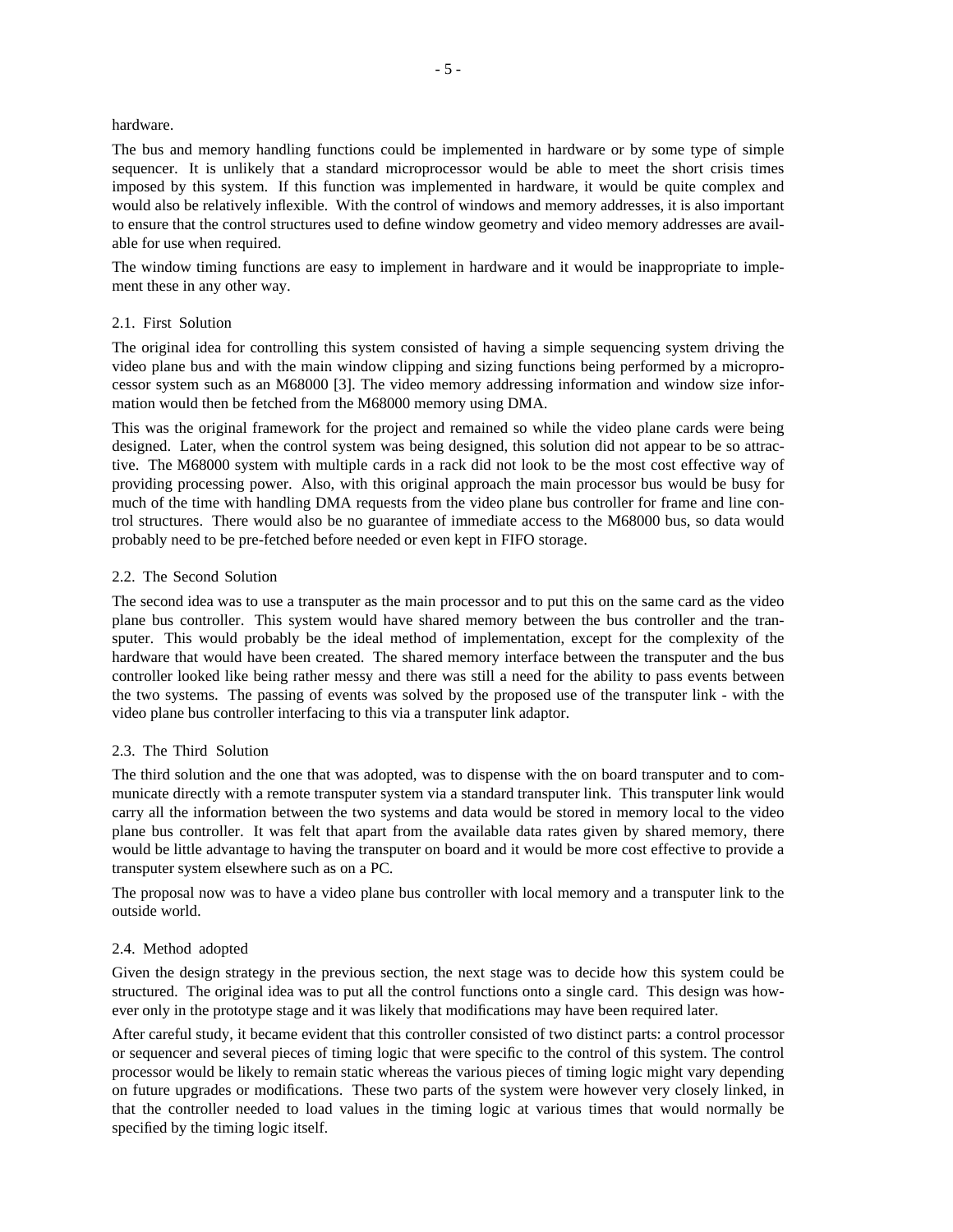hardware.

The bus and memory handling functions could be implemented in hardware or by some type of simple sequencer. It is unlikely that a standard microprocessor would be able to meet the short crisis times imposed by this system. If this function was implemented in hardware, it would be quite complex and would also be relatively inflexible. With the control of windows and memory addresses, it is also important to ensure that the control structures used to define window geometry and video memory addresses are available for use when required.

The window timing functions are easy to implement in hardware and it would be inappropriate to implement these in any other way.

### 2.1. First Solution

The original idea for controlling this system consisted of having a simple sequencing system driving the video plane bus and with the main window clipping and sizing functions being performed by a microprocessor system such as an M68000 [3]. The video memory addressing information and window size information would then be fetched from the M68000 memory using DMA.

This was the original framework for the project and remained so while the video plane cards were being designed. Later, when the control system was being designed, this solution did not appear to be so attractive. The M68000 system with multiple cards in a rack did not look to be the most cost effective way of providing processing power. Also, with this original approach the main processor bus would be busy for much of the time with handling DMA requests from the video plane bus controller for frame and line control structures. There would also be no guarantee of immediate access to the M68000 bus, so data would probably need to be pre-fetched before needed or even kept in FIFO storage.

### 2.2. The Second Solution

The second idea was to use a transputer as the main processor and to put this on the same card as the video plane bus controller. This system would have shared memory between the bus controller and the transputer. This would probably be the ideal method of implementation, except for the complexity of the hardware that would have been created. The shared memory interface between the transputer and the bus controller looked like being rather messy and there was still a need for the ability to pass events between the two systems. The passing of events was solved by the proposed use of the transputer link - with the video plane bus controller interfacing to this via a transputer link adaptor.

### 2.3. The Third Solution

The third solution and the one that was adopted, was to dispense with the on board transputer and to communicate directly with a remote transputer system via a standard transputer link. This transputer link would carry all the information between the two systems and data would be stored in memory local to the video plane bus controller. It was felt that apart from the available data rates given by shared memory, there would be little advantage to having the transputer on board and it would be more cost effective to provide a transputer system elsewhere such as on a PC.

The proposal now was to have a video plane bus controller with local memory and a transputer link to the outside world.

### 2.4. Method adopted

Given the design strategy in the previous section, the next stage was to decide how this system could be structured. The original idea was to put all the control functions onto a single card. This design was however only in the prototype stage and it was likely that modifications may have been required later.

After careful study, it became evident that this controller consisted of two distinct parts: a control processor or sequencer and several pieces of timing logic that were specific to the control of this system. The control processor would be likely to remain static whereas the various pieces of timing logic might vary depending on future upgrades or modifications. These two parts of the system were however very closely linked, in that the controller needed to load values in the timing logic at various times that would normally be specified by the timing logic itself.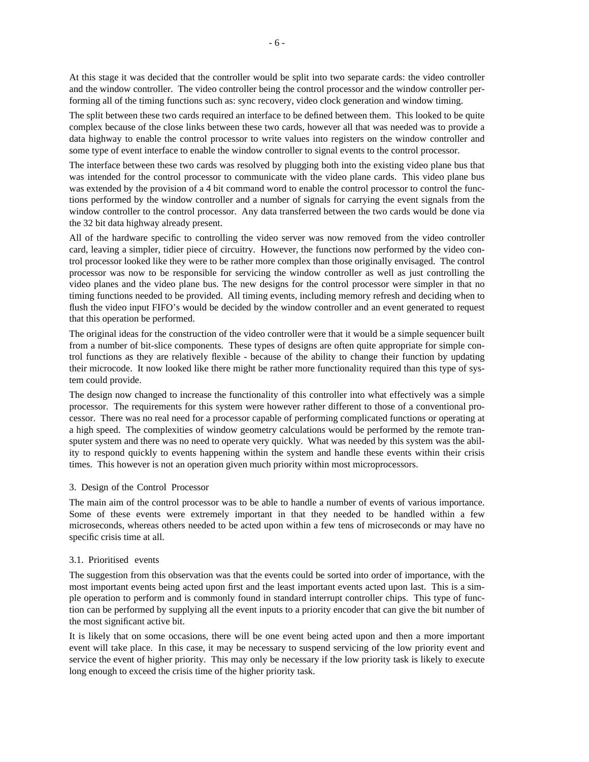At this stage it was decided that the controller would be split into two separate cards: the video controller and the window controller. The video controller being the control processor and the window controller performing all of the timing functions such as: sync recovery, video clock generation and window timing.

The split between these two cards required an interface to be defined between them. This looked to be quite complex because of the close links between these two cards, however all that was needed was to provide a data highway to enable the control processor to write values into registers on the window controller and some type of event interface to enable the window controller to signal events to the control processor.

The interface between these two cards was resolved by plugging both into the existing video plane bus that was intended for the control processor to communicate with the video plane cards. This video plane bus was extended by the provision of a 4 bit command word to enable the control processor to control the functions performed by the window controller and a number of signals for carrying the event signals from the window controller to the control processor. Any data transferred between the two cards would be done via the 32 bit data highway already present.

All of the hardware specific to controlling the video server was now removed from the video controller card, leaving a simpler, tidier piece of circuitry. However, the functions now performed by the video control processor looked like they were to be rather more complex than those originally envisaged. The control processor was now to be responsible for servicing the window controller as well as just controlling the video planes and the video plane bus. The new designs for the control processor were simpler in that no timing functions needed to be provided. All timing events, including memory refresh and deciding when to flush the video input FIFO's would be decided by the window controller and an event generated to request that this operation be performed.

The original ideas for the construction of the video controller were that it would be a simple sequencer built from a number of bit-slice components. These types of designs are often quite appropriate for simple control functions as they are relatively flexible - because of the ability to change their function by updating their microcode. It now looked like there might be rather more functionality required than this type of system could provide.

The design now changed to increase the functionality of this controller into what effectively was a simple processor. The requirements for this system were however rather different to those of a conventional processor. There was no real need for a processor capable of performing complicated functions or operating at a high speed. The complexities of window geometry calculations would be performed by the remote transputer system and there was no need to operate very quickly. What was needed by this system was the ability to respond quickly to events happening within the system and handle these events within their crisis times. This however is not an operation given much priority within most microprocessors.

## 3. Design of the Control Processor

The main aim of the control processor was to be able to handle a number of events of various importance. Some of these events were extremely important in that they needed to be handled within a few microseconds, whereas others needed to be acted upon within a few tens of microseconds or may have no specific crisis time at all.

### 3.1. Prioritised events

The suggestion from this observation was that the events could be sorted into order of importance, with the most important events being acted upon first and the least important events acted upon last. This is a simple operation to perform and is commonly found in standard interrupt controller chips. This type of function can be performed by supplying all the event inputs to a priority encoder that can give the bit number of the most significant active bit.

It is likely that on some occasions, there will be one event being acted upon and then a more important event will take place. In this case, it may be necessary to suspend servicing of the low priority event and service the event of higher priority. This may only be necessary if the low priority task is likely to execute long enough to exceed the crisis time of the higher priority task.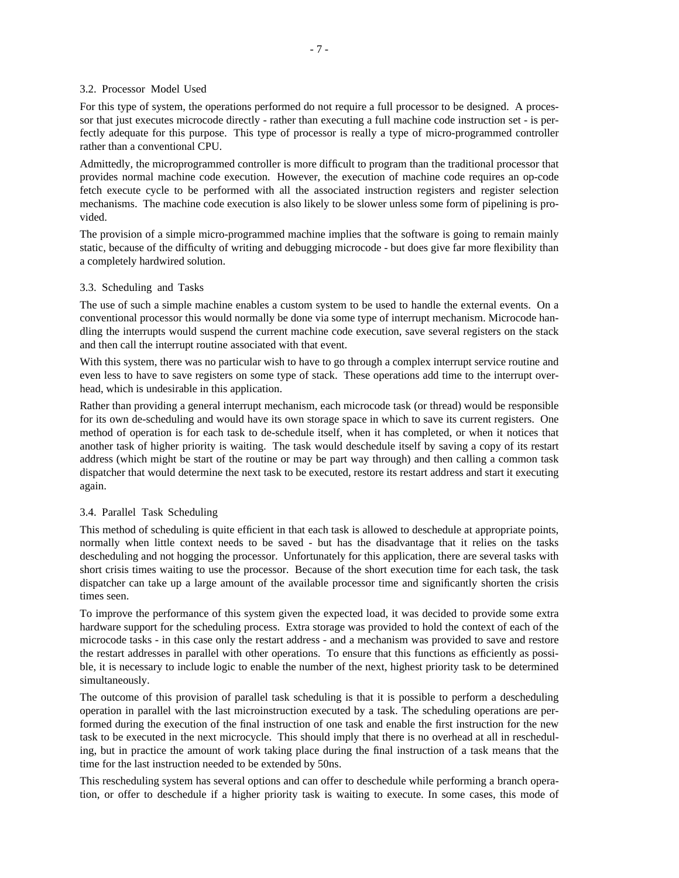### 3.2. Processor Model Used

For this type of system, the operations performed do not require a full processor to be designed. A processor that just executes microcode directly - rather than executing a full machine code instruction set - is perfectly adequate for this purpose. This type of processor is really a type of micro-programmed controller rather than a conventional CPU.

Admittedly, the microprogrammed controller is more difficult to program than the traditional processor that provides normal machine code execution. However, the execution of machine code requires an op-code fetch execute cycle to be performed with all the associated instruction registers and register selection mechanisms. The machine code execution is also likely to be slower unless some form of pipelining is provided.

The provision of a simple micro-programmed machine implies that the software is going to remain mainly static, because of the difficulty of writing and debugging microcode - but does give far more flexibility than a completely hardwired solution.

### 3.3. Scheduling and Tasks

The use of such a simple machine enables a custom system to be used to handle the external events. On a conventional processor this would normally be done via some type of interrupt mechanism. Microcode handling the interrupts would suspend the current machine code execution, save several registers on the stack and then call the interrupt routine associated with that event.

With this system, there was no particular wish to have to go through a complex interrupt service routine and even less to have to save registers on some type of stack. These operations add time to the interrupt overhead, which is undesirable in this application.

Rather than providing a general interrupt mechanism, each microcode task (or thread) would be responsible for its own de-scheduling and would have its own storage space in which to save its current registers. One method of operation is for each task to de-schedule itself, when it has completed, or when it notices that another task of higher priority is waiting. The task would deschedule itself by saving a copy of its restart address (which might be start of the routine or may be part way through) and then calling a common task dispatcher that would determine the next task to be executed, restore its restart address and start it executing again.

### 3.4. Parallel Task Scheduling

This method of scheduling is quite efficient in that each task is allowed to deschedule at appropriate points, normally when little context needs to be saved - but has the disadvantage that it relies on the tasks descheduling and not hogging the processor. Unfortunately for this application, there are several tasks with short crisis times waiting to use the processor. Because of the short execution time for each task, the task dispatcher can take up a large amount of the available processor time and significantly shorten the crisis times seen.

To improve the performance of this system given the expected load, it was decided to provide some extra hardware support for the scheduling process. Extra storage was provided to hold the context of each of the microcode tasks - in this case only the restart address - and a mechanism was provided to save and restore the restart addresses in parallel with other operations. To ensure that this functions as efficiently as possible, it is necessary to include logic to enable the number of the next, highest priority task to be determined simultaneously.

The outcome of this provision of parallel task scheduling is that it is possible to perform a descheduling operation in parallel with the last microinstruction executed by a task. The scheduling operations are performed during the execution of the final instruction of one task and enable the first instruction for the new task to be executed in the next microcycle. This should imply that there is no overhead at all in rescheduling, but in practice the amount of work taking place during the final instruction of a task means that the time for the last instruction needed to be extended by 50ns.

This rescheduling system has several options and can offer to deschedule while performing a branch operation, or offer to deschedule if a higher priority task is waiting to execute. In some cases, this mode of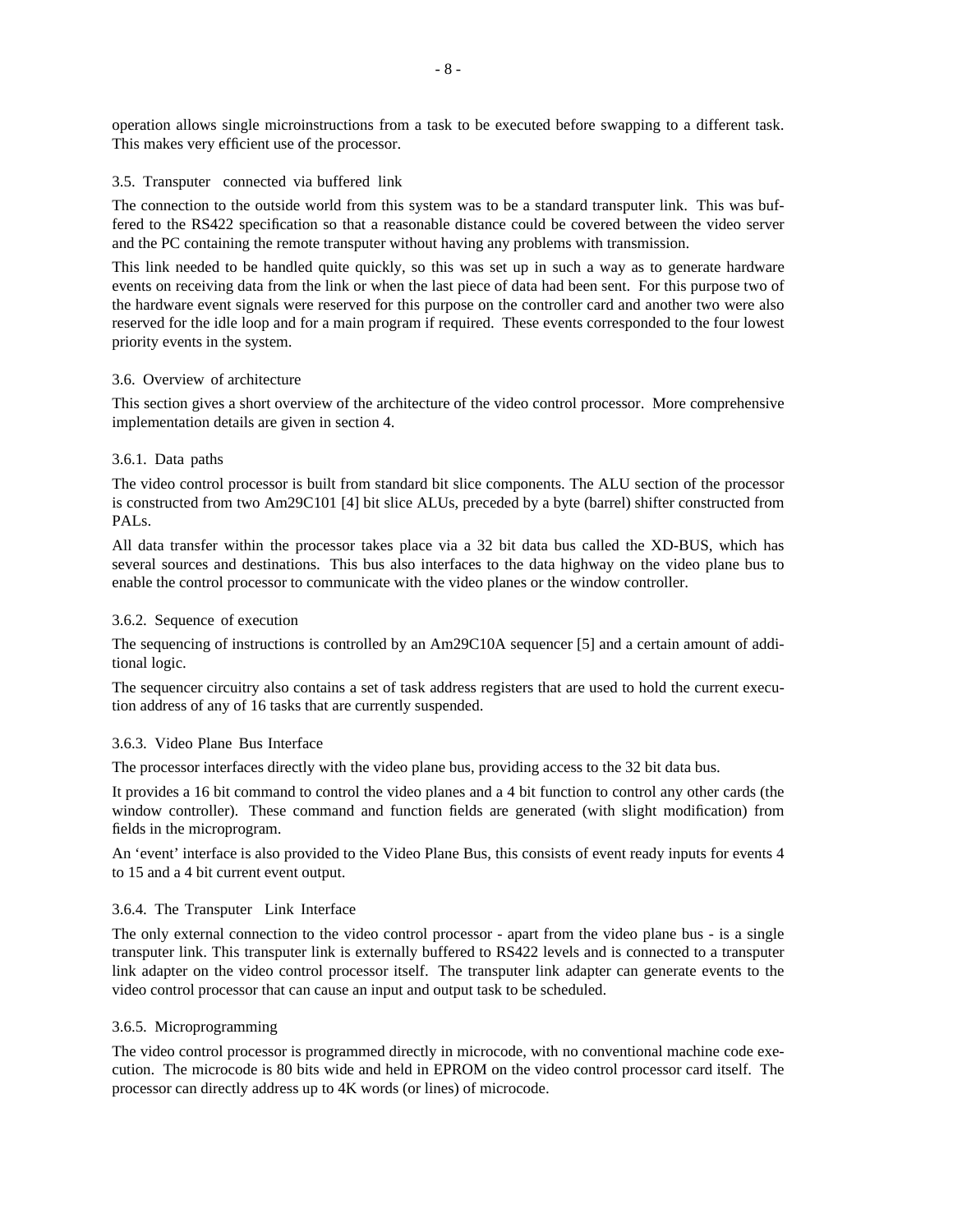operation allows single microinstructions from a task to be executed before swapping to a different task. This makes very efficient use of the processor.

### 3.5. Transputer connected via buffered link

The connection to the outside world from this system was to be a standard transputer link. This was buffered to the RS422 specification so that a reasonable distance could be covered between the video server and the PC containing the remote transputer without having any problems with transmission.

This link needed to be handled quite quickly, so this was set up in such a way as to generate hardware events on receiving data from the link or when the last piece of data had been sent. For this purpose two of the hardware event signals were reserved for this purpose on the controller card and another two were also reserved for the idle loop and for a main program if required. These events corresponded to the four lowest priority events in the system.

### 3.6. Overview of architecture

This section gives a short overview of the architecture of the video control processor. More comprehensive implementation details are given in section 4.

#### 3.6.1. Data paths

The video control processor is built from standard bit slice components. The ALU section of the processor is constructed from two Am29C101 [4] bit slice ALUs, preceded by a byte (barrel) shifter constructed from PALs.

All data transfer within the processor takes place via a 32 bit data bus called the XD-BUS, which has several sources and destinations. This bus also interfaces to the data highway on the video plane bus to enable the control processor to communicate with the video planes or the window controller.

#### 3.6.2. Sequence of execution

The sequencing of instructions is controlled by an Am29C10A sequencer [5] and a certain amount of additional logic.

The sequencer circuitry also contains a set of task address registers that are used to hold the current execution address of any of 16 tasks that are currently suspended.

#### 3.6.3. Video Plane Bus Interface

The processor interfaces directly with the video plane bus, providing access to the 32 bit data bus.

It provides a 16 bit command to control the video planes and a 4 bit function to control any other cards (the window controller). These command and function fields are generated (with slight modification) from fields in the microprogram.

An 'event' interface is also provided to the Video Plane Bus, this consists of event ready inputs for events 4 to 15 and a 4 bit current event output.

#### 3.6.4. The Transputer Link Interface

The only external connection to the video control processor - apart from the video plane bus - is a single transputer link. This transputer link is externally buffered to RS422 levels and is connected to a transputer link adapter on the video control processor itself. The transputer link adapter can generate events to the video control processor that can cause an input and output task to be scheduled.

#### 3.6.5. Microprogramming

The video control processor is programmed directly in microcode, with no conventional machine code execution. The microcode is 80 bits wide and held in EPROM on the video control processor card itself. The processor can directly address up to 4K words (or lines) of microcode.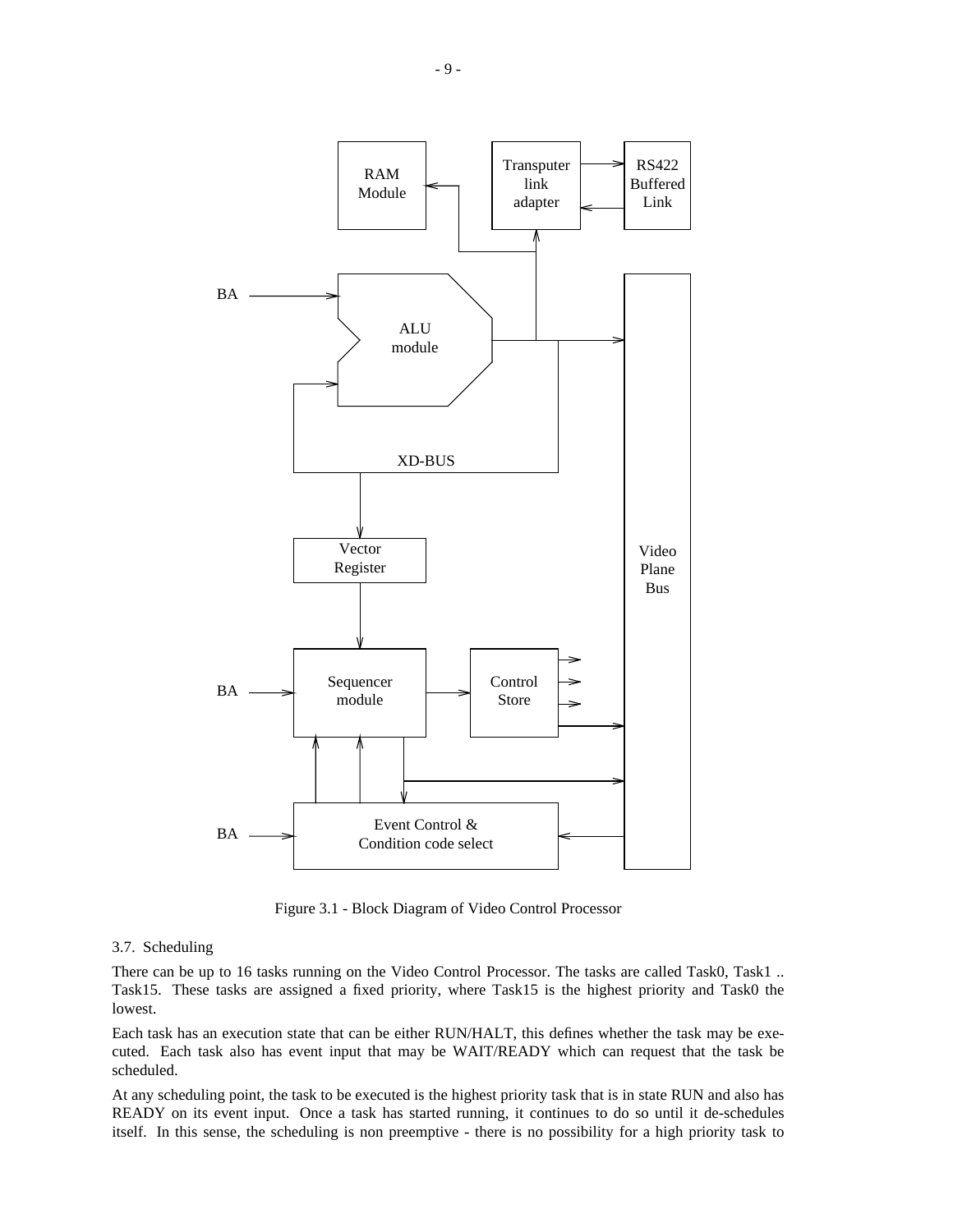Figure 3.1 - Block Diagram of Video Control Processor

### 3.7. Scheduling

There can be up to 16 tasks running on the Video Control Processor. The tasks are called Task0, Task1 .. Task15. These tasks are assigned a fixed priority, where Task15 is the highest priority and Task0 the lowest.

Each task has an execution state that can be either RUN/HALT, this defines whether the task may be executed. Each task also has event input that may be WAIT/READY which can request that the task be scheduled.

At any scheduling point, the task to be executed is the highest priority task that is in state RUN and also has READY on its event input. Once a task has started running, it continues to do so until it de-schedules itself. In this sense, the scheduling is non preemptive - there is no possibility for a high priority task to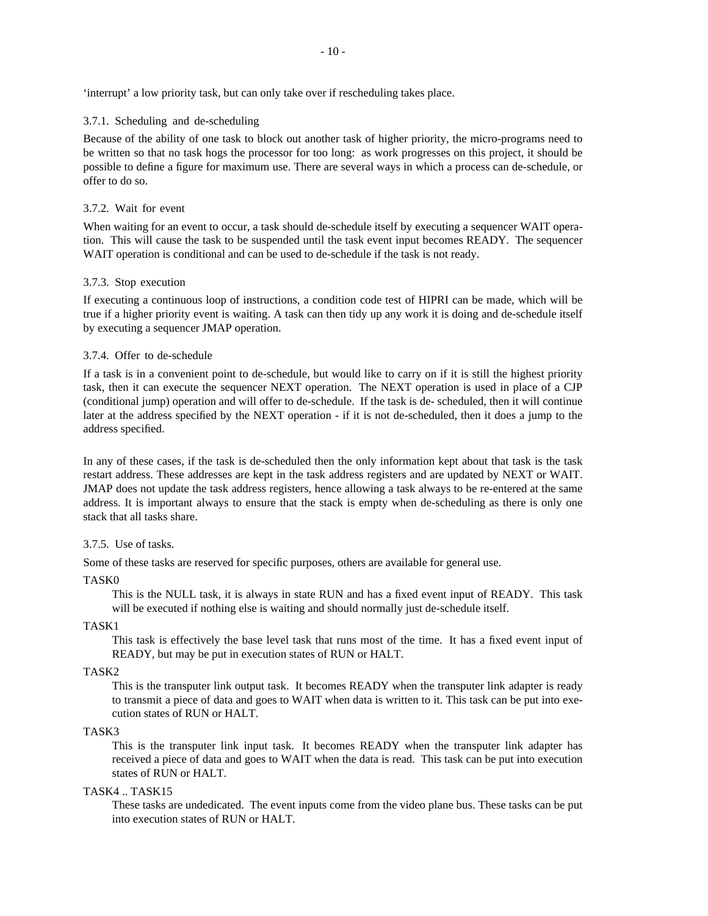'interrupt' a low priority task, but can only take over if rescheduling takes place.

### 3.7.1. Scheduling and de-scheduling

Because of the ability of one task to block out another task of higher priority, the micro-programs need to be written so that no task hogs the processor for too long: as work progresses on this project, it should be possible to define a figure for maximum use. There are several ways in which a process can de-schedule, or offer to do so.

### 3.7.2. Wait for event

When waiting for an event to occur, a task should de-schedule itself by executing a sequencer WAIT operation. This will cause the task to be suspended until the task event input becomes READY. The sequencer WAIT operation is conditional and can be used to de-schedule if the task is not ready.

### 3.7.3. Stop execution

If executing a continuous loop of instructions, a condition code test of HIPRI can be made, which will be true if a higher priority event is waiting. A task can then tidy up any work it is doing and de-schedule itself by executing a sequencer JMAP operation.

### 3.7.4. Offer to de-schedule

If a task is in a convenient point to de-schedule, but would like to carry on if it is still the highest priority task, then it can execute the sequencer NEXT operation. The NEXT operation is used in place of a CJP (conditional jump) operation and will offer to de-schedule. If the task is de- scheduled, then it will continue later at the address specified by the NEXT operation - if it is not de-scheduled, then it does a jump to the address specified.

In any of these cases, if the task is de-scheduled then the only information kept about that task is the task restart address. These addresses are kept in the task address registers and are updated by NEXT or WAIT. JMAP does not update the task address registers, hence allowing a task always to be re-entered at the same address. It is important always to ensure that the stack is empty when de-scheduling as there is only one stack that all tasks share.

### 3.7.5. Use of tasks.

Some of these tasks are reserved for specific purposes, others are available for general use.

TASK0
: This is the NULL task, it is always in state RUN and has a fixed event input of READY. This task will be executed if nothing else is waiting and should normally just de-schedule itself.

TASK1
: This task is effectively the base level task that runs most of the time. It has a fixed event input of READY, but may be put in execution states of RUN or HALT.

TASK2
: This is the transputer link output task. It becomes READY when the transputer link adapter is ready to transmit a piece of data and goes to WAIT when data is written to it. This task can be put into execution states of RUN or HALT.

TASK3
: This is the transputer link input task. It becomes READY when the transputer link adapter has received a piece of data and goes to WAIT when the data is read. This task can be put into execution states of RUN or HALT.

TASK4 .. TASK15
: These tasks are undedicated. The event inputs come from the video plane bus. These tasks can be put into execution states of RUN or HALT.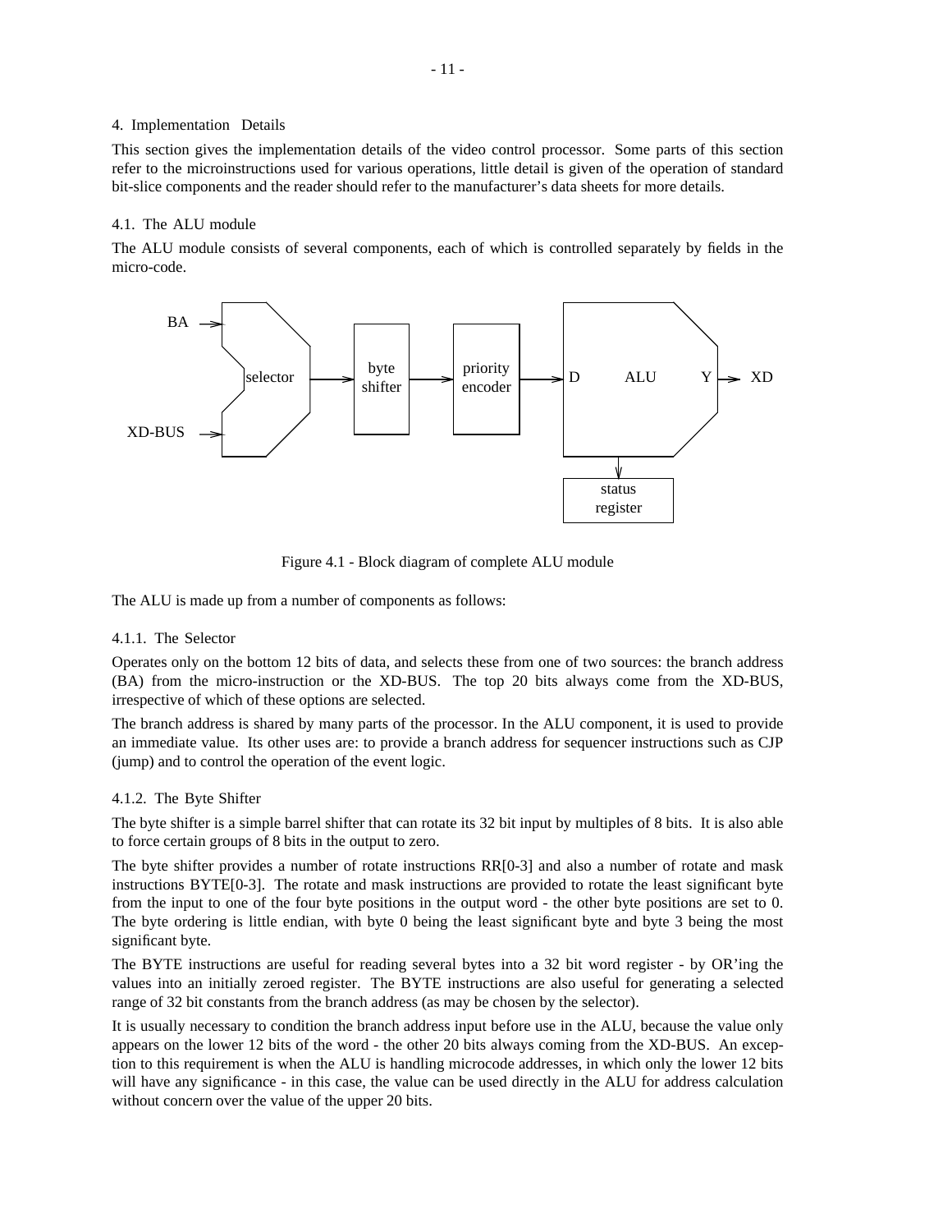# 4. Implementation Details

This section gives the implementation details of the video control processor. Some parts of this section refer to the microinstructions used for various operations, little detail is given of the operation of standard bit-slice components and the reader should refer to the manufacturer's data sheets for more details.

## 4.1. The ALU module

The ALU module consists of several components, each of which is controlled separately by fields in the micro-code.

Figure 4.1 - Block diagram of complete ALU module

The ALU is made up from a number of components as follows:

### 4.1.1. The Selector

Operates only on the bottom 12 bits of data, and selects these from one of two sources: the branch address (BA) from the micro-instruction or the XD-BUS. The top 20 bits always come from the XD-BUS, irrespective of which of these options are selected.

The branch address is shared by many parts of the processor. In the ALU component, it is used to provide an immediate value. Its other uses are: to provide a branch address for sequencer instructions such as CJP (jump) and to control the operation of the event logic.

### 4.1.2. The Byte Shifter

The byte shifter is a simple barrel shifter that can rotate its 32 bit input by multiples of 8 bits. It is also able to force certain groups of 8 bits in the output to zero.

The byte shifter provides a number of rotate instructions RR[0-3] and also a number of rotate and mask instructions BYTE[0-3]. The rotate and mask instructions are provided to rotate the least significant byte from the input to one of the four byte positions in the output word - the other byte positions are set to 0. The byte ordering is little endian, with byte 0 being the least significant byte and byte 3 being the most significant byte.

The BYTE instructions are useful for reading several bytes into a 32 bit word register - by OR'ing the values into an initially zeroed register. The BYTE instructions are also useful for generating a selected range of 32 bit constants from the branch address (as may be chosen by the selector).

It is usually necessary to condition the branch address input before use in the ALU, because the value only appears on the lower 12 bits of the word - the other 20 bits always coming from the XD-BUS. An exception to this requirement is when the ALU is handling microcode addresses, in which only the lower 12 bits will have any significance - in this case, the value can be used directly in the ALU for address calculation without concern over the value of the upper 20 bits.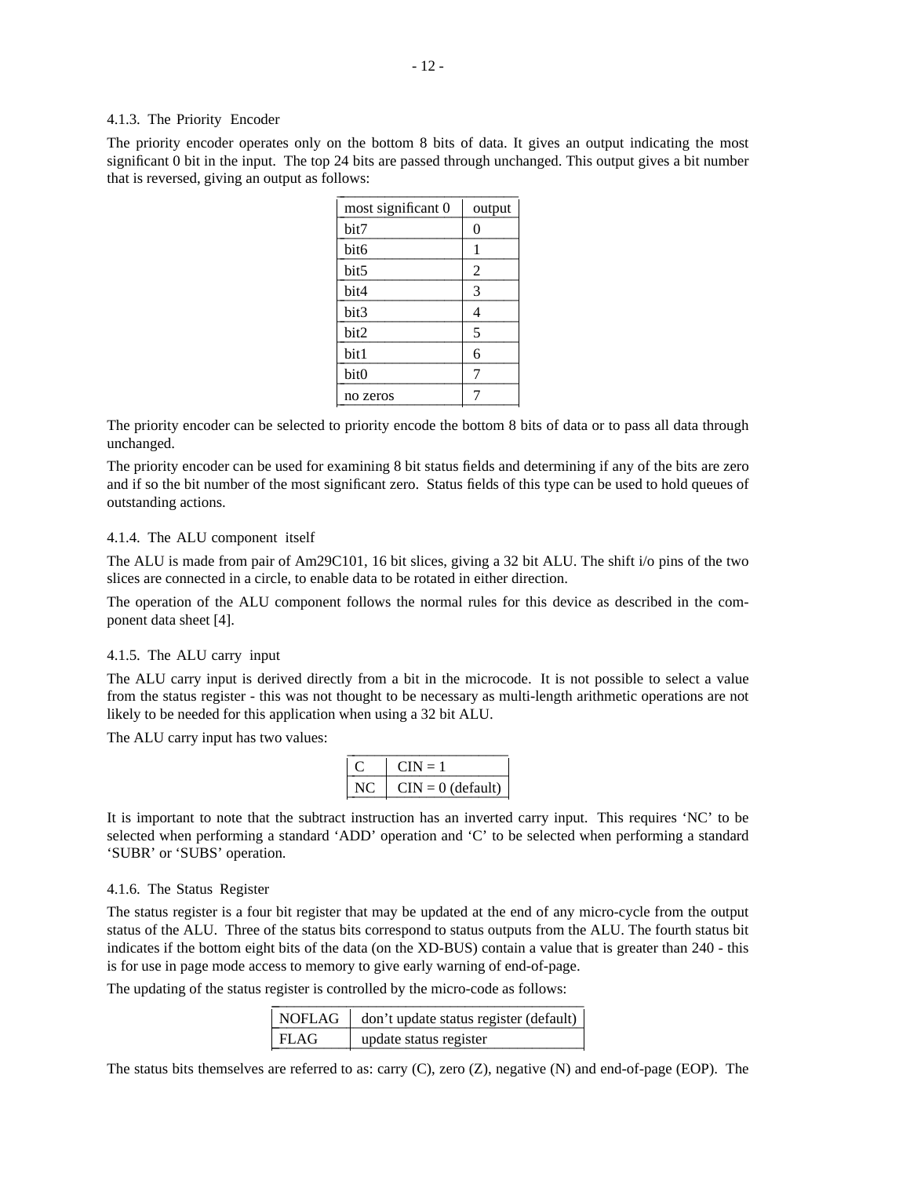#### 4.1.3. The Priority Encoder

The priority encoder operates only on the bottom 8 bits of data. It gives an output indicating the most significant 0 bit in the input. The top 24 bits are passed through unchanged. This output gives a bit number that is reversed, giving an output as follows:

| most significant 0 | output |
|---|---|
| bit7 | 0 |
| bit6 | 1 |
| bit5 | 2 |
| bit4 | 3 |
| bit3 | 4 |
| bit2 | 5 |
| bit1 | 6 |
| bit0 | 7 |
| no zeros | 7 |

The priority encoder can be selected to priority encode the bottom 8 bits of data or to pass all data through unchanged.

The priority encoder can be used for examining 8 bit status fields and determining if any of the bits are zero and if so the bit number of the most significant zero. Status fields of this type can be used to hold queues of outstanding actions.

#### 4.1.4. The ALU component itself

The ALU is made from pair of Am29C101, 16 bit slices, giving a 32 bit ALU. The shift i/o pins of the two slices are connected in a circle, to enable data to be rotated in either direction.

The operation of the ALU component follows the normal rules for this device as described in the component data sheet [4].

#### 4.1.5. The ALU carry input

The ALU carry input is derived directly from a bit in the microcode. It is not possible to select a value from the status register - this was not thought to be necessary as multi-length arithmetic operations are not likely to be needed for this application when using a 32 bit ALU.

The ALU carry input has two values:

| | |
|---|---|
| C | CIN = 1 |
| NC | CIN = 0 (default) |

It is important to note that the subtract instruction has an inverted carry input. This requires 'NC' to be selected when performing a standard 'ADD' operation and 'C' to be selected when performing a standard 'SUBR' or 'SUBS' operation.

#### 4.1.6. The Status Register

The status register is a four bit register that may be updated at the end of any micro-cycle from the output status of the ALU. Three of the status bits correspond to status outputs from the ALU. The fourth status bit indicates if the bottom eight bits of the data (on the XD-BUS) contain a value that is greater than 240 - this is for use in page mode access to memory to give early warning of end-of-page.

The updating of the status register is controlled by the micro-code as follows:

| | |
|---|---|
| NOFLAG | don't update status register (default) |
| FLAG | update status register |

The status bits themselves are referred to as: carry (C), zero (Z), negative (N) and end-of-page (EOP). The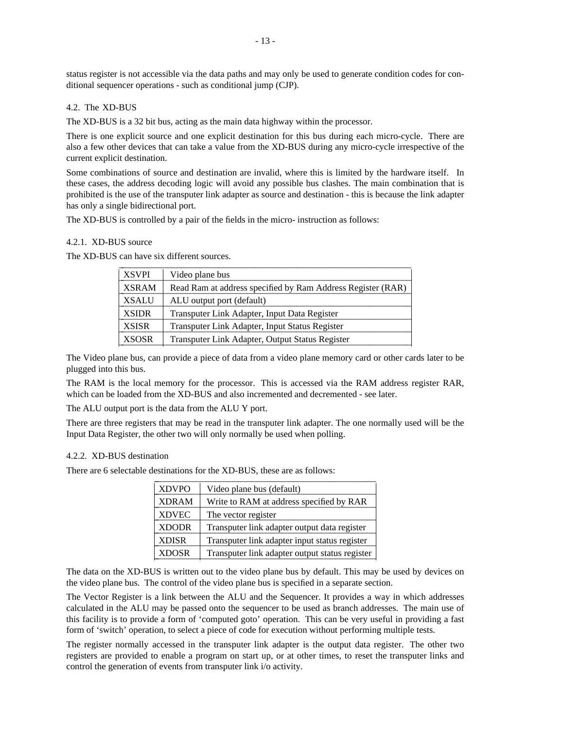status register is not accessible via the data paths and may only be used to generate condition codes for conditional sequencer operations - such as conditional jump (CJP).

### 4.2. The XD-BUS

The XD-BUS is a 32 bit bus, acting as the main data highway within the processor.

There is one explicit source and one explicit destination for this bus during each micro-cycle. There are also a few other devices that can take a value from the XD-BUS during any micro-cycle irrespective of the current explicit destination.

Some combinations of source and destination are invalid, where this is limited by the hardware itself. In these cases, the address decoding logic will avoid any possible bus clashes. The main combination that is prohibited is the use of the transputer link adapter as source and destination - this is because the link adapter has only a single bidirectional port.

The XD-BUS is controlled by a pair of the fields in the micro- instruction as follows:

#### 4.2.1. XD-BUS source

The XD-BUS can have six different sources.

| | |
|---|---|
| XSVPI | Video plane bus |
| XSRAM | Read Ram at address specified by Ram Address Register (RAR) |
| XSALU | ALU output port (default) |
| XSIDR | Transputer Link Adapter, Input Data Register |
| XSISR | Transputer Link Adapter, Input Status Register |
| XSOSR | Transputer Link Adapter, Output Status Register |

The Video plane bus, can provide a piece of data from a video plane memory card or other cards later to be plugged into this bus.

The RAM is the local memory for the processor. This is accessed via the RAM address register RAR, which can be loaded from the XD-BUS and also incremented and decremented - see later.

The ALU output port is the data from the ALU Y port.

There are three registers that may be read in the transputer link adapter. The one normally used will be the Input Data Register, the other two will only normally be used when polling.

#### 4.2.2. XD-BUS destination

There are 6 selectable destinations for the XD-BUS, these are as follows:

| | |
|---|---|
| XDVPO | Video plane bus (default) |
| XDRAM | Write to RAM at address specified by RAR |
| XDVEC | The vector register |
| XDODR | Transputer link adapter output data register |
| XDISR | Transputer link adapter input status register |
| XDOSR | Transputer link adapter output status register |

The data on the XD-BUS is written out to the video plane bus by default. This may be used by devices on the video plane bus. The control of the video plane bus is specified in a separate section.

The Vector Register is a link between the ALU and the Sequencer. It provides a way in which addresses calculated in the ALU may be passed onto the sequencer to be used as branch addresses. The main use of this facility is to provide a form of 'computed goto' operation. This can be very useful in providing a fast form of 'switch' operation, to select a piece of code for execution without performing multiple tests.

The register normally accessed in the transputer link adapter is the output data register. The other two registers are provided to enable a program on start up, or at other times, to reset the transputer links and control the generation of events from transputer link i/o activity.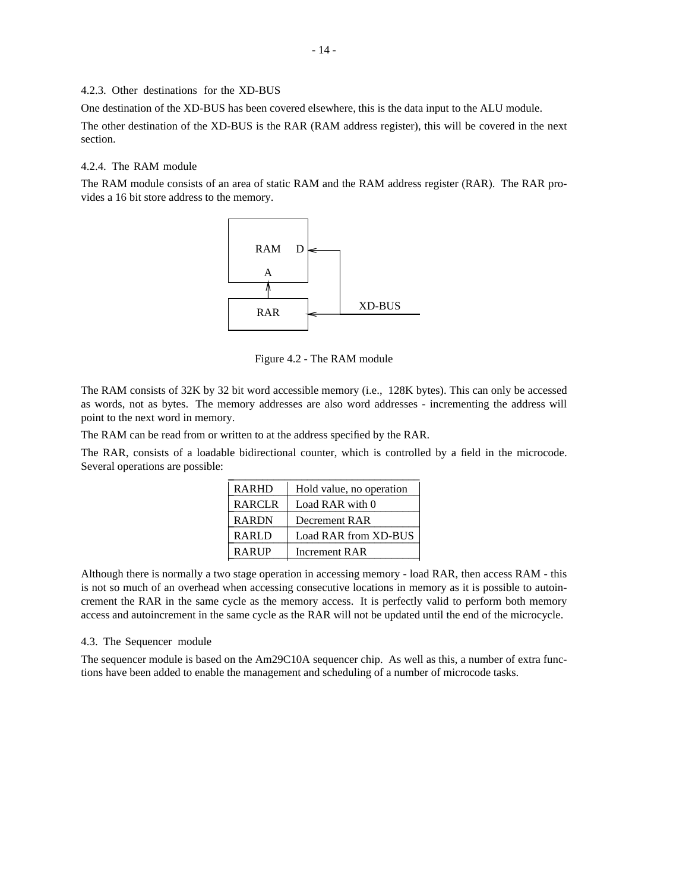### 4.2.3. Other destinations for the XD-BUS

One destination of the XD-BUS has been covered elsewhere, this is the data input to the ALU module.

The other destination of the XD-BUS is the RAR (RAM address register), this will be covered in the next section.

### 4.2.4. The RAM module

The RAM module consists of an area of static RAM and the RAM address register (RAR). The RAR provides a 16 bit store address to the memory.

Figure 4.2 - The RAM module

The RAM consists of 32K by 32 bit word accessible memory (i.e., 128K bytes). This can only be accessed as words, not as bytes. The memory addresses are also word addresses - incrementing the address will point to the next word in memory.

The RAM can be read from or written to at the address specified by the RAR.

The RAR, consists of a loadable bidirectional counter, which is controlled by a field in the microcode. Several operations are possible:

| | |
|---|---|
| RARHD | Hold value, no operation |
| RARCLR | Load RAR with 0 |
| RARDN | Decrement RAR |
| RARLD | Load RAR from XD-BUS |
| RARUP | Increment RAR |

Although there is normally a two stage operation in accessing memory - load RAR, then access RAM - this is not so much of an overhead when accessing consecutive locations in memory as it is possible to autoincrement the RAR in the same cycle as the memory access. It is perfectly valid to perform both memory access and autoincrement in the same cycle as the RAR will not be updated until the end of the microcycle.

## 4.3. The Sequencer module

The sequencer module is based on the Am29C10A sequencer chip. As well as this, a number of extra functions have been added to enable the management and scheduling of a number of microcode tasks.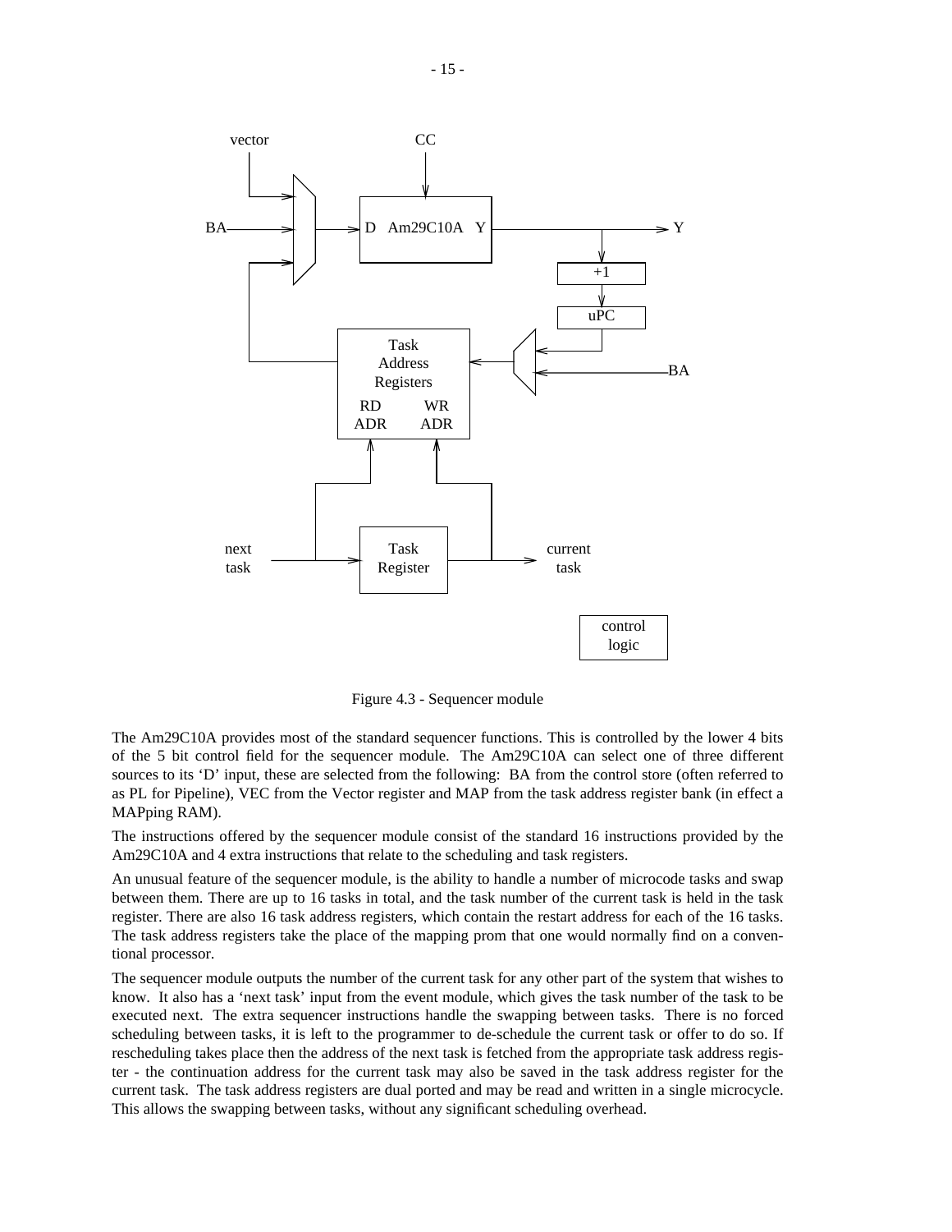Figure 4.3 - Sequencer module

The Am29C10A provides most of the standard sequencer functions. This is controlled by the lower 4 bits of the 5 bit control field for the sequencer module. The Am29C10A can select one of three different sources to its 'D' input, these are selected from the following: BA from the control store (often referred to as PL for Pipeline), VEC from the Vector register and MAP from the task address register bank (in effect a MAPping RAM).

The instructions offered by the sequencer module consist of the standard 16 instructions provided by the Am29C10A and 4 extra instructions that relate to the scheduling and task registers.

An unusual feature of the sequencer module, is the ability to handle a number of microcode tasks and swap between them. There are up to 16 tasks in total, and the task number of the current task is held in the task register. There are also 16 task address registers, which contain the restart address for each of the 16 tasks. The task address registers take the place of the mapping prom that one would normally find on a conventional processor.

The sequencer module outputs the number of the current task for any other part of the system that wishes to know. It also has a 'next task' input from the event module, which gives the task number of the task to be executed next. The extra sequencer instructions handle the swapping between tasks. There is no forced scheduling between tasks, it is left to the programmer to de-schedule the current task or offer to do so. If rescheduling takes place then the address of the next task is fetched from the appropriate task address register - the continuation address for the current task may also be saved in the task address register for the current task. The task address registers are dual ported and may be read and written in a single microcycle. This allows the swapping between tasks, without any significant scheduling overhead.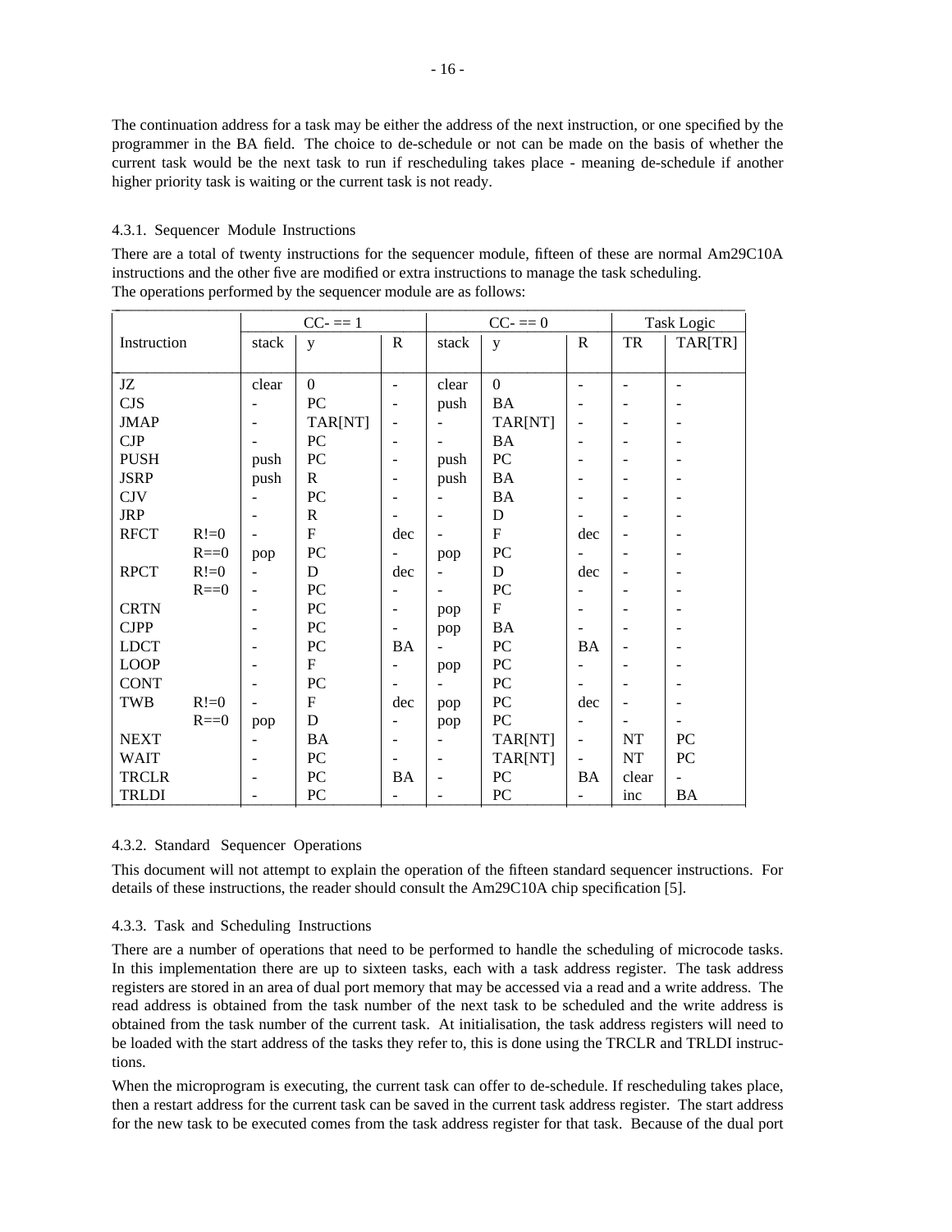The continuation address for a task may be either the address of the next instruction, or one specified by the programmer in the BA field. The choice to de-schedule or not can be made on the basis of whether the current task would be the next task to run if rescheduling takes place - meaning de-schedule if another higher priority task is waiting or the current task is not ready.

### 4.3.1. Sequencer Module Instructions

There are a total of twenty instructions for the sequencer module, fifteen of these are normal Am29C10A instructions and the other five are modified or extra instructions to manage the task scheduling.
The operations performed by the sequencer module are as follows:

| Instruction | | CC- == 1 | | | CC- == 0 | | | Task Logic | |
|---|---|---|---|---|---|---|---|---|---|
| | | stack | y | R | stack | y | R | TR | TAR[TR] |
| JZ | | clear | 0 | - | clear | 0 | - | - | - |
| CJS | | - | PC | - | push | BA | - | - | - |
| JMAP | | - | TAR[NT] | - | - | TAR[NT] | - | - | - |
| CJP | | - | PC | - | - | BA | - | - | - |
| PUSH | | push | PC | - | push | PC | - | - | - |
| JSRP | | push | R | - | push | BA | - | - | - |
| CJV | | - | PC | - | - | BA | - | - | - |
| JRP | | - | R | - | - | D | - | - | - |
| RFCT | R!=0 | - | F | dec | - | F | dec | - | - |
| | R==0 | pop | PC | - | pop | PC | - | - | - |
| RPCT | R!=0 | - | D | dec | - | D | dec | - | - |
| | R==0 | - | PC | - | - | PC | - | - | - |
| CRTN | | - | PC | - | pop | F | - | - | - |
| CJPP | | - | PC | - | pop | BA | - | - | - |
| LDCT | | - | PC | BA | - | PC | BA | - | - |
| LOOP | | - | F | - | pop | PC | - | - | - |
| CONT | | - | PC | - | - | PC | - | - | - |
| TWB | R!=0 | - | F | dec | pop | PC | dec | - | - |
| | R==0 | pop | D | - | pop | PC | - | - | - |
| NEXT | | - | BA | - | - | TAR[NT] | - | NT | PC |
| WAIT | | - | PC | - | - | TAR[NT] | - | NT | PC |
| TRCLR | | - | PC | BA | - | PC | BA | clear | - |
| TRLDI | | - | PC | - | - | PC | - | inc | BA |

### 4.3.2. Standard Sequencer Operations

This document will not attempt to explain the operation of the fifteen standard sequencer instructions. For details of these instructions, the reader should consult the Am29C10A chip specification [5].

### 4.3.3. Task and Scheduling Instructions

There are a number of operations that need to be performed to handle the scheduling of microcode tasks. In this implementation there are up to sixteen tasks, each with a task address register. The task address registers are stored in an area of dual port memory that may be accessed via a read and a write address. The read address is obtained from the task number of the next task to be scheduled and the write address is obtained from the task number of the current task. At initialisation, the task address registers will need to be loaded with the start address of the tasks they refer to, this is done using the TRCLR and TRLDI instructions.

When the microprogram is executing, the current task can offer to de-schedule. If rescheduling takes place, then a restart address for the current task can be saved in the current task address register. The start address for the new task to be executed comes from the task address register for that task. Because of the dual port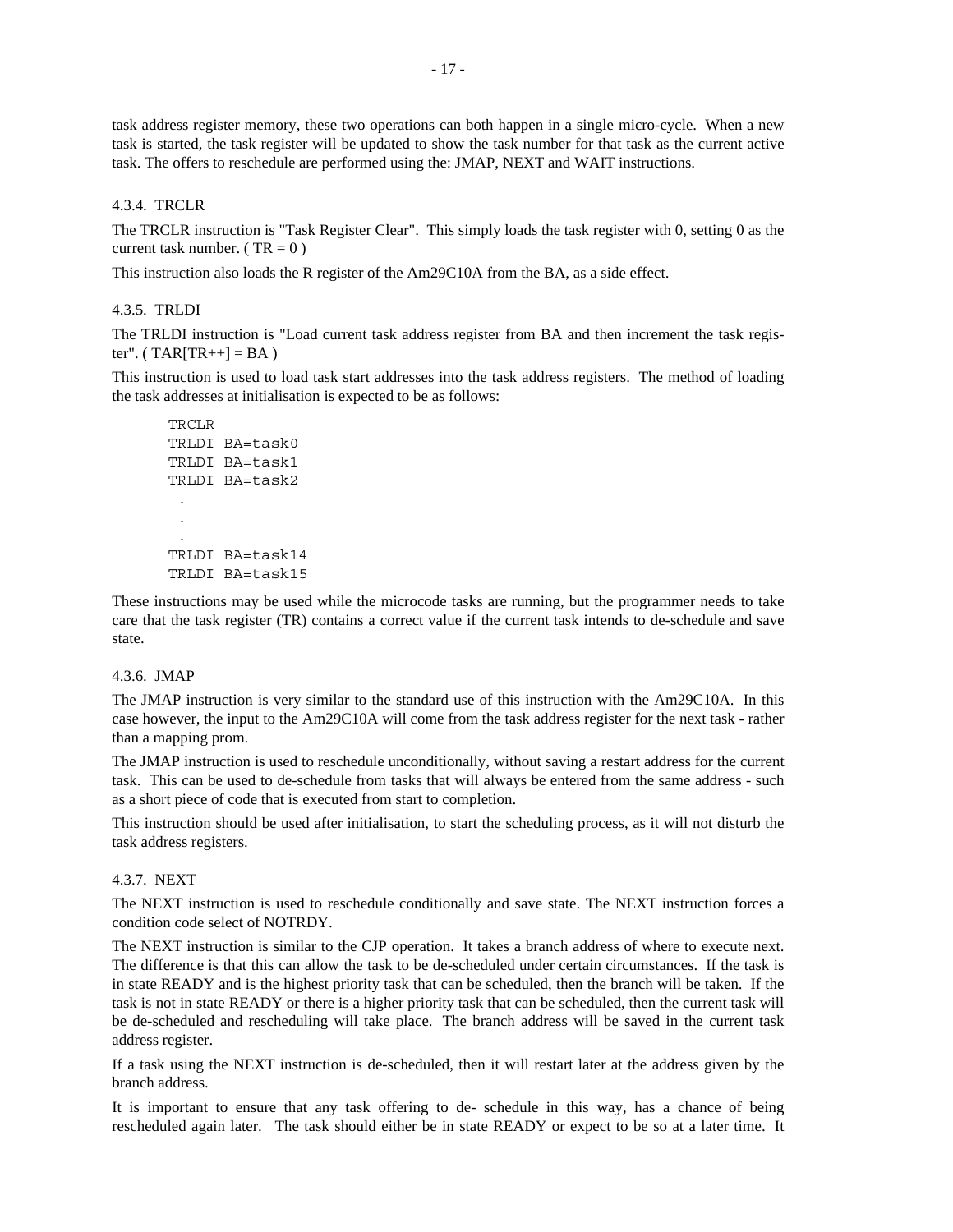task address register memory, these two operations can both happen in a single micro-cycle. When a new task is started, the task register will be updated to show the task number for that task as the current active task. The offers to reschedule are performed using the: JMAP, NEXT and WAIT instructions.

#### 4.3.4. TRCLR

The TRCLR instruction is "Task Register Clear". This simply loads the task register with 0, setting 0 as the current task number. ( TR = 0 )

This instruction also loads the R register of the Am29C10A from the BA, as a side effect.

#### 4.3.5. TRLDI

The TRLDI instruction is "Load current task address register from BA and then increment the task register". ( TAR[TR++] = BA )

This instruction is used to load task start addresses into the task address registers. The method of loading the task addresses at initialisation is expected to be as follows:

```
TRCLR
TRLDI BA=task0
TRLDI BA=task1
TRLDI BA=task2
  .
  .
  .
TRLDI BA=task14
TRLDI BA=task15
```

These instructions may be used while the microcode tasks are running, but the programmer needs to take care that the task register (TR) contains a correct value if the current task intends to de-schedule and save state.

#### 4.3.6. JMAP

The JMAP instruction is very similar to the standard use of this instruction with the Am29C10A. In this case however, the input to the Am29C10A will come from the task address register for the next task - rather than a mapping prom.

The JMAP instruction is used to reschedule unconditionally, without saving a restart address for the current task. This can be used to de-schedule from tasks that will always be entered from the same address - such as a short piece of code that is executed from start to completion.

This instruction should be used after initialisation, to start the scheduling process, as it will not disturb the task address registers.

#### 4.3.7. NEXT

The NEXT instruction is used to reschedule conditionally and save state. The NEXT instruction forces a condition code select of NOTRDY.

The NEXT instruction is similar to the CJP operation. It takes a branch address of where to execute next. The difference is that this can allow the task to be de-scheduled under certain circumstances. If the task is in state READY and is the highest priority task that can be scheduled, then the branch will be taken. If the task is not in state READY or there is a higher priority task that can be scheduled, then the current task will be de-scheduled and rescheduling will take place. The branch address will be saved in the current task address register.

If a task using the NEXT instruction is de-scheduled, then it will restart later at the address given by the branch address.

It is important to ensure that any task offering to de- schedule in this way, has a chance of being rescheduled again later. The task should either be in state READY or expect to be so at a later time. It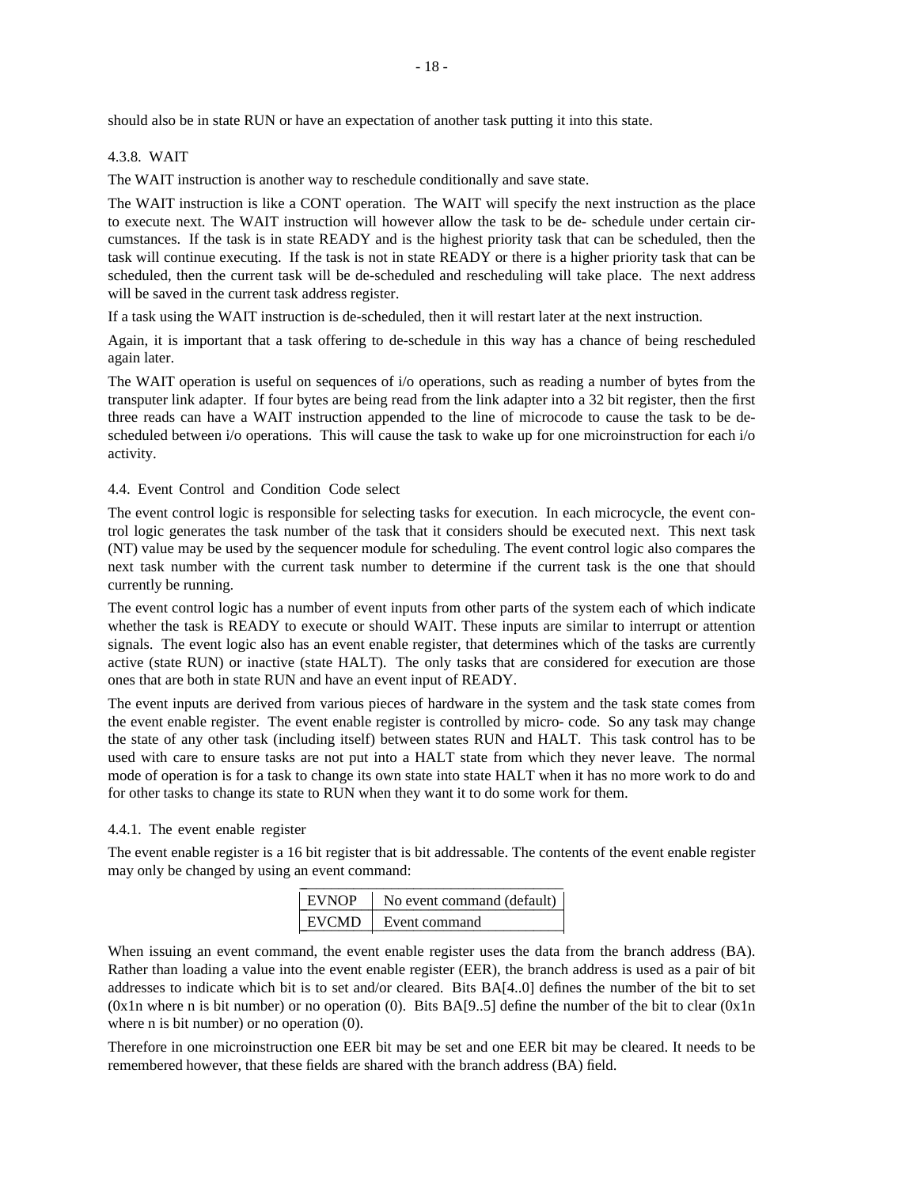should also be in state RUN or have an expectation of another task putting it into this state.

### 4.3.8. WAIT

The WAIT instruction is another way to reschedule conditionally and save state.

The WAIT instruction is like a CONT operation. The WAIT will specify the next instruction as the place to execute next. The WAIT instruction will however allow the task to be de- schedule under certain circumstances. If the task is in state READY and is the highest priority task that can be scheduled, then the task will continue executing. If the task is not in state READY or there is a higher priority task that can be scheduled, then the current task will be de-scheduled and rescheduling will take place. The next address will be saved in the current task address register.

If a task using the WAIT instruction is de-scheduled, then it will restart later at the next instruction.

Again, it is important that a task offering to de-schedule in this way has a chance of being rescheduled again later.

The WAIT operation is useful on sequences of i/o operations, such as reading a number of bytes from the transputer link adapter. If four bytes are being read from the link adapter into a 32 bit register, then the first three reads can have a WAIT instruction appended to the line of microcode to cause the task to be de-scheduled between i/o operations. This will cause the task to wake up for one microinstruction for each i/o activity.

## 4.4. Event Control and Condition Code select

The event control logic is responsible for selecting tasks for execution. In each microcycle, the event control logic generates the task number of the task that it considers should be executed next. This next task (NT) value may be used by the sequencer module for scheduling. The event control logic also compares the next task number with the current task number to determine if the current task is the one that should currently be running.

The event control logic has a number of event inputs from other parts of the system each of which indicate whether the task is READY to execute or should WAIT. These inputs are similar to interrupt or attention signals. The event logic also has an event enable register, that determines which of the tasks are currently active (state RUN) or inactive (state HALT). The only tasks that are considered for execution are those ones that are both in state RUN and have an event input of READY.

The event inputs are derived from various pieces of hardware in the system and the task state comes from the event enable register. The event enable register is controlled by micro- code. So any task may change the state of any other task (including itself) between states RUN and HALT. This task control has to be used with care to ensure tasks are not put into a HALT state from which they never leave. The normal mode of operation is for a task to change its own state into state HALT when it has no more work to do and for other tasks to change its state to RUN when they want it to do some work for them.

### 4.4.1. The event enable register

The event enable register is a 16 bit register that is bit addressable. The contents of the event enable register may only be changed by using an event command:

| | |
|---|---|
| EVNOP | No event command (default) |
| EVCMD | Event command |

When issuing an event command, the event enable register uses the data from the branch address (BA). Rather than loading a value into the event enable register (EER), the branch address is used as a pair of bit addresses to indicate which bit is to set and/or cleared. Bits BA[4..0] defines the number of the bit to set (0x1n where n is bit number) or no operation (0). Bits BA[9..5] define the number of the bit to clear (0x1n where n is bit number) or no operation (0).

Therefore in one microinstruction one EER bit may be set and one EER bit may be cleared. It needs to be remembered however, that these fields are shared with the branch address (BA) field.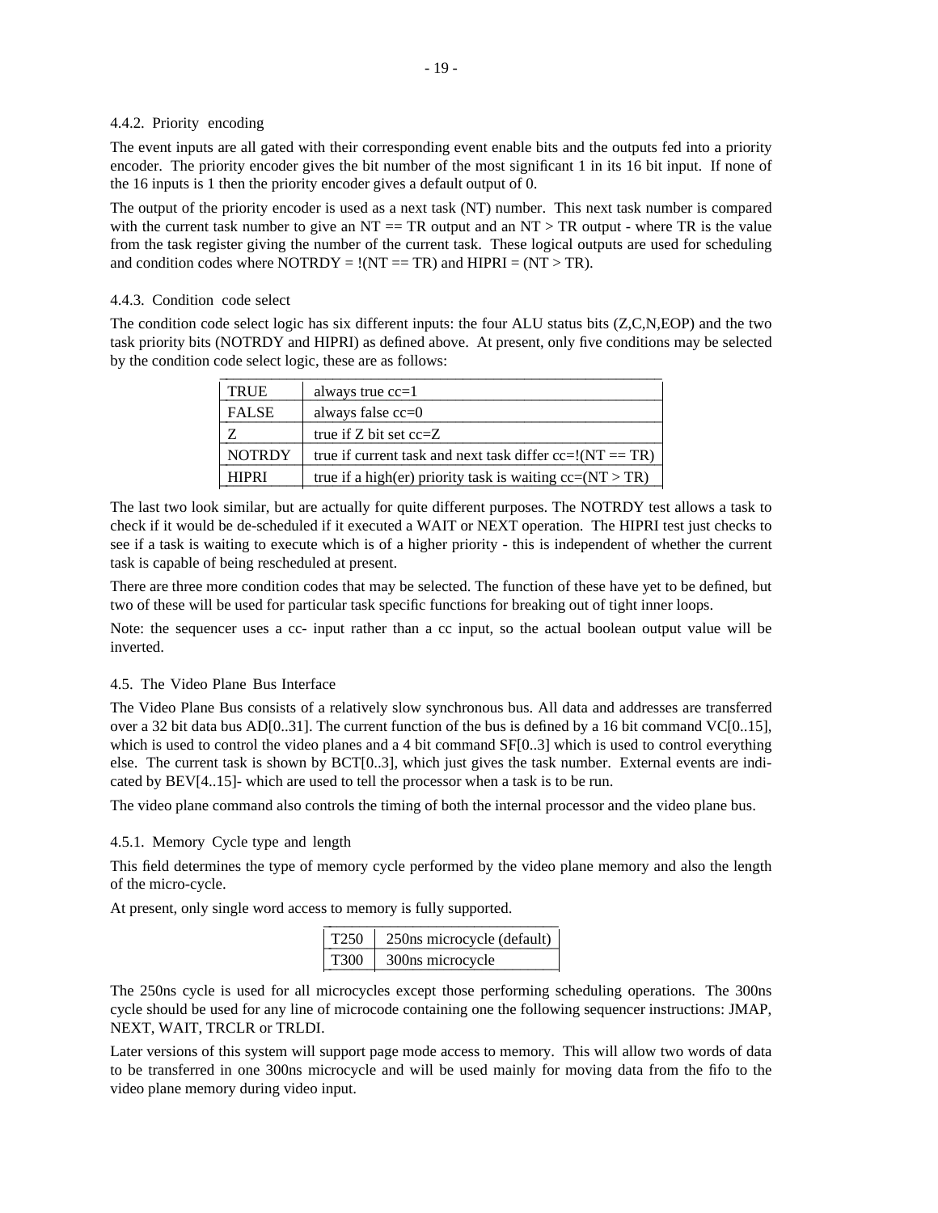### 4.4.2. Priority encoding

The event inputs are all gated with their corresponding event enable bits and the outputs fed into a priority encoder. The priority encoder gives the bit number of the most significant 1 in its 16 bit input. If none of the 16 inputs is 1 then the priority encoder gives a default output of 0.

The output of the priority encoder is used as a next task (NT) number. This next task number is compared with the current task number to give an NT == TR output and an NT > TR output - where TR is the value from the task register giving the number of the current task. These logical outputs are used for scheduling and condition codes where NOTRDY = !(NT == TR) and HIPRI = (NT > TR).

### 4.4.3. Condition code select

The condition code select logic has six different inputs: the four ALU status bits (Z,C,N,EOP) and the two task priority bits (NOTRDY and HIPRI) as defined above. At present, only five conditions may be selected by the condition code select logic, these are as follows:

| | |
|---|---|
| TRUE | always true cc=1 |
| FALSE | always false cc=0 |
| Z | true if Z bit set cc=Z |
| NOTRDY | true if current task and next task differ cc=!(NT == TR) |
| HIPRI | true if a high(er) priority task is waiting cc=(NT > TR) |

The last two look similar, but are actually for quite different purposes. The NOTRDY test allows a task to check if it would be de-scheduled if it executed a WAIT or NEXT operation. The HIPRI test just checks to see if a task is waiting to execute which is of a higher priority - this is independent of whether the current task is capable of being rescheduled at present.

There are three more condition codes that may be selected. The function of these have yet to be defined, but two of these will be used for particular task specific functions for breaking out of tight inner loops.

Note: the sequencer uses a cc- input rather than a cc input, so the actual boolean output value will be inverted.

## 4.5. The Video Plane Bus Interface

The Video Plane Bus consists of a relatively slow synchronous bus. All data and addresses are transferred over a 32 bit data bus AD[0..31]. The current function of the bus is defined by a 16 bit command VC[0..15], which is used to control the video planes and a 4 bit command SF[0..3] which is used to control everything else. The current task is shown by BCT[0..3], which just gives the task number. External events are indicated by BEV[4..15]- which are used to tell the processor when a task is to be run.

The video plane command also controls the timing of both the internal processor and the video plane bus.

### 4.5.1. Memory Cycle type and length

This field determines the type of memory cycle performed by the video plane memory and also the length of the micro-cycle.

At present, only single word access to memory is fully supported.

| | |
|---|---|
| T250 | 250ns microcycle (default) |
| T300 | 300ns microcycle |

The 250ns cycle is used for all microcycles except those performing scheduling operations. The 300ns cycle should be used for any line of microcode containing one the following sequencer instructions: JMAP, NEXT, WAIT, TRCLR or TRLDI.

Later versions of this system will support page mode access to memory. This will allow two words of data to be transferred in one 300ns microcycle and will be used mainly for moving data from the fifo to the video plane memory during video input.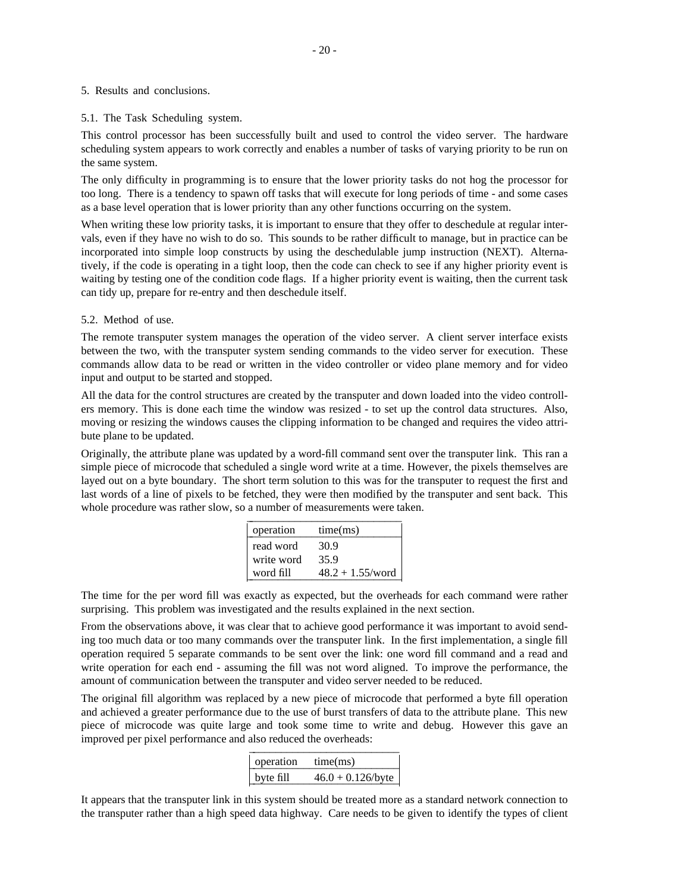## 5. Results and conclusions.

### 5.1. The Task Scheduling system.

This control processor has been successfully built and used to control the video server. The hardware scheduling system appears to work correctly and enables a number of tasks of varying priority to be run on the same system.

The only difficulty in programming is to ensure that the lower priority tasks do not hog the processor for too long. There is a tendency to spawn off tasks that will execute for long periods of time - and some cases as a base level operation that is lower priority than any other functions occurring on the system.

When writing these low priority tasks, it is important to ensure that they offer to deschedule at regular intervals, even if they have no wish to do so. This sounds to be rather difficult to manage, but in practice can be incorporated into simple loop constructs by using the deschedulable jump instruction (NEXT). Alternatively, if the code is operating in a tight loop, then the code can check to see if any higher priority event is waiting by testing one of the condition code flags. If a higher priority event is waiting, then the current task can tidy up, prepare for re-entry and then deschedule itself.

### 5.2. Method of use.

The remote transputer system manages the operation of the video server. A client server interface exists between the two, with the transputer system sending commands to the video server for execution. These commands allow data to be read or written in the video controller or video plane memory and for video input and output to be started and stopped.

All the data for the control structures are created by the transputer and down loaded into the video controllers memory. This is done each time the window was resized - to set up the control data structures. Also, moving or resizing the windows causes the clipping information to be changed and requires the video attribute plane to be updated.

Originally, the attribute plane was updated by a word-fill command sent over the transputer link. This ran a simple piece of microcode that scheduled a single word write at a time. However, the pixels themselves are layed out on a byte boundary. The short term solution to this was for the transputer to request the first and last words of a line of pixels to be fetched, they were then modified by the transputer and sent back. This whole procedure was rather slow, so a number of measurements were taken.

| operation | time(ms) |
|---|---|
| read word | 30.9 |
| write word | 35.9 |
| word fill | 48.2 + 1.55/word |

The time for the per word fill was exactly as expected, but the overheads for each command were rather surprising. This problem was investigated and the results explained in the next section.

From the observations above, it was clear that to achieve good performance it was important to avoid sending too much data or too many commands over the transputer link. In the first implementation, a single fill operation required 5 separate commands to be sent over the link: one word fill command and a read and write operation for each end - assuming the fill was not word aligned. To improve the performance, the amount of communication between the transputer and video server needed to be reduced.

The original fill algorithm was replaced by a new piece of microcode that performed a byte fill operation and achieved a greater performance due to the use of burst transfers of data to the attribute plane. This new piece of microcode was quite large and took some time to write and debug. However this gave an improved per pixel performance and also reduced the overheads:

| operation | time(ms) |
|---|---|
| byte fill | 46.0 + 0.126/byte |

It appears that the transputer link in this system should be treated more as a standard network connection to the transputer rather than a high speed data highway. Care needs to be given to identify the types of client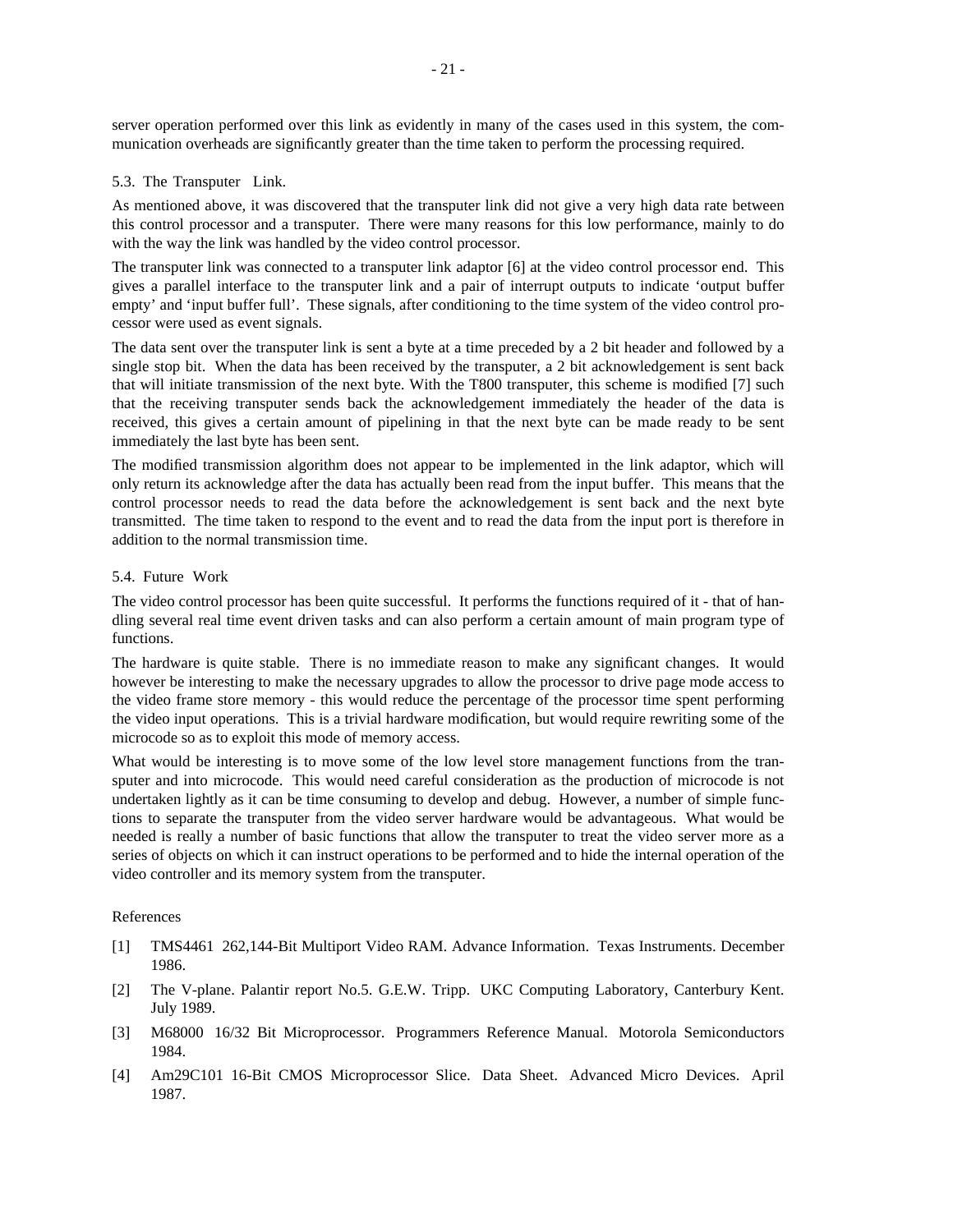server operation performed over this link as evidently in many of the cases used in this system, the communication overheads are significantly greater than the time taken to perform the processing required.

### 5.3. The Transputer Link.

As mentioned above, it was discovered that the transputer link did not give a very high data rate between this control processor and a transputer. There were many reasons for this low performance, mainly to do with the way the link was handled by the video control processor.

The transputer link was connected to a transputer link adaptor [6] at the video control processor end. This gives a parallel interface to the transputer link and a pair of interrupt outputs to indicate 'output buffer empty' and 'input buffer full'. These signals, after conditioning to the time system of the video control processor were used as event signals.

The data sent over the transputer link is sent a byte at a time preceded by a 2 bit header and followed by a single stop bit. When the data has been received by the transputer, a 2 bit acknowledgement is sent back that will initiate transmission of the next byte. With the T800 transputer, this scheme is modified [7] such that the receiving transputer sends back the acknowledgement immediately the header of the data is received, this gives a certain amount of pipelining in that the next byte can be made ready to be sent immediately the last byte has been sent.

The modified transmission algorithm does not appear to be implemented in the link adaptor, which will only return its acknowledge after the data has actually been read from the input buffer. This means that the control processor needs to read the data before the acknowledgement is sent back and the next byte transmitted. The time taken to respond to the event and to read the data from the input port is therefore in addition to the normal transmission time.

### 5.4. Future Work

The video control processor has been quite successful. It performs the functions required of it - that of handling several real time event driven tasks and can also perform a certain amount of main program type of functions.

The hardware is quite stable. There is no immediate reason to make any significant changes. It would however be interesting to make the necessary upgrades to allow the processor to drive page mode access to the video frame store memory - this would reduce the percentage of the processor time spent performing the video input operations. This is a trivial hardware modification, but would require rewriting some of the microcode so as to exploit this mode of memory access.

What would be interesting is to move some of the low level store management functions from the transputer and into microcode. This would need careful consideration as the production of microcode is not undertaken lightly as it can be time consuming to develop and debug. However, a number of simple functions to separate the transputer from the video server hardware would be advantageous. What would be needed is really a number of basic functions that allow the transputer to treat the video server more as a series of objects on which it can instruct operations to be performed and to hide the internal operation of the video controller and its memory system from the transputer.

## References

[1] TMS4461 262,144-Bit Multiport Video RAM. Advance Information. Texas Instruments. December 1986.

[2] The V-plane. Palantir report No.5. G.E.W. Tripp. UKC Computing Laboratory, Canterbury Kent. July 1989.

[3] M68000 16/32 Bit Microprocessor. Programmers Reference Manual. Motorola Semiconductors 1984.

[4] Am29C101 16-Bit CMOS Microprocessor Slice. Data Sheet. Advanced Micro Devices. April 1987.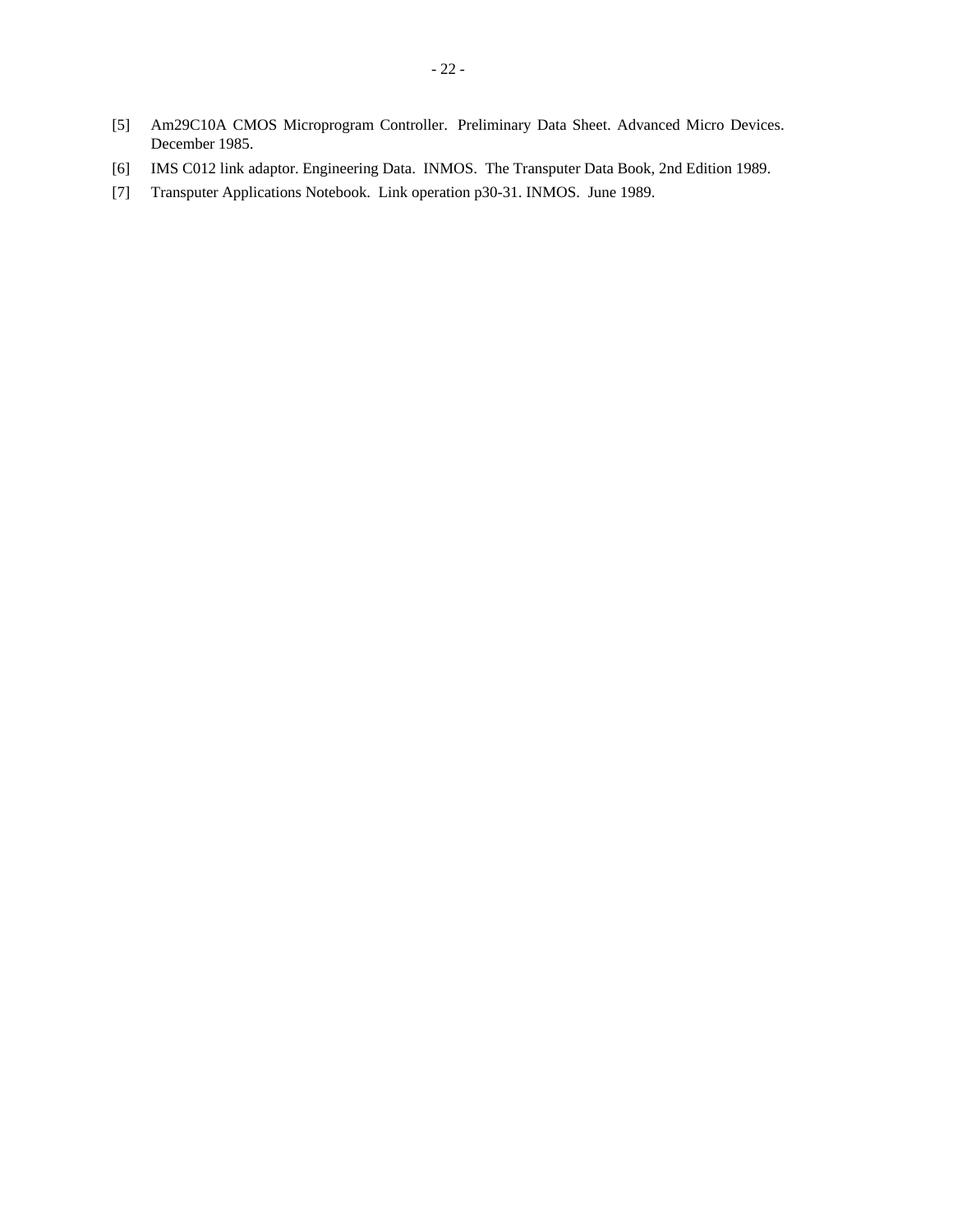[5] Am29C10A CMOS Microprogram Controller. Preliminary Data Sheet. Advanced Micro Devices. December 1985.

[6] IMS C012 link adaptor. Engineering Data. INMOS. The Transputer Data Book, 2nd Edition 1989.

[7] Transputer Applications Notebook. Link operation p30-31. INMOS. June 1989.